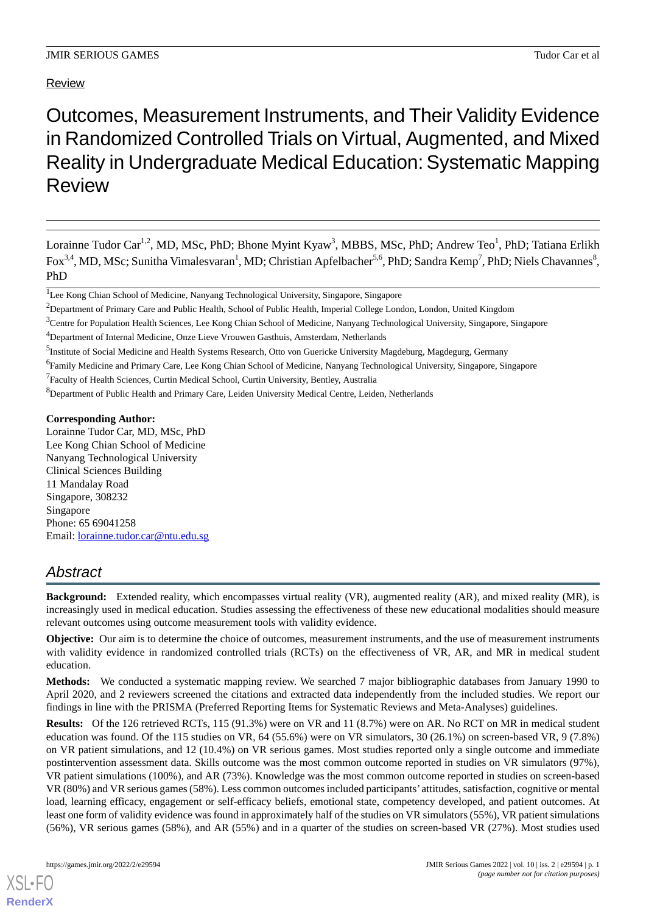Review

# Outcomes, Measurement Instruments, and Their Validity Evidence in Randomized Controlled Trials on Virtual, Augmented, and Mixed Reality in Undergraduate Medical Education: Systematic Mapping Review

Lorainne Tudor Car[1,2], MD, MSc, PhD; Bhone Myint Kyaw[3], MBBS, MSc, PhD; Andrew Teo[1], PhD; Tatiana Erlikh Fox[3,4], MD, MSc; Sunitha Vimalesvaran[1], MD; Christian Apfelbacher[5,6], PhD; Sandra Kemp[7], PhD; Niels Chavannes[8], PhD

[1]Lee Kong Chian School of Medicine, Nanyang Technological University, Singapore, Singapore

[2]Department of Primary Care and Public Health, School of Public Health, Imperial College London, London, United Kingdom

[3]Centre for Population Health Sciences, Lee Kong Chian School of Medicine, Nanyang Technological University, Singapore, Singapore

[4]Department of Internal Medicine, Onze Lieve Vrouwen Gasthuis, Amsterdam, Netherlands

[5]Institute of Social Medicine and Health Systems Research, Otto von Guericke University Magdeburg, Magdegurg, Germany

[6]Family Medicine and Primary Care, Lee Kong Chian School of Medicine, Nanyang Technological University, Singapore, Singapore

[7]Faculty of Health Sciences, Curtin Medical School, Curtin University, Bentley, Australia

[8]Department of Public Health and Primary Care, Leiden University Medical Centre, Leiden, Netherlands

**Corresponding Author:**
Lorainne Tudor Car, MD, MSc, PhD
Lee Kong Chian School of Medicine
Nanyang Technological University
Clinical Sciences Building
11 Mandalay Road
Singapore, 308232
Singapore
Phone: 65 69041258
Email: lorainne.tudor.car@ntu.edu.sg

## Abstract

**Background:** Extended reality, which encompasses virtual reality (VR), augmented reality (AR), and mixed reality (MR), is increasingly used in medical education. Studies assessing the effectiveness of these new educational modalities should measure relevant outcomes using outcome measurement tools with validity evidence.

**Objective:** Our aim is to determine the choice of outcomes, measurement instruments, and the use of measurement instruments with validity evidence in randomized controlled trials (RCTs) on the effectiveness of VR, AR, and MR in medical student education.

**Methods:** We conducted a systematic mapping review. We searched 7 major bibliographic databases from January 1990 to April 2020, and 2 reviewers screened the citations and extracted data independently from the included studies. We report our findings in line with the PRISMA (Preferred Reporting Items for Systematic Reviews and Meta-Analyses) guidelines.

**Results:** Of the 126 retrieved RCTs, 115 (91.3%) were on VR and 11 (8.7%) were on AR. No RCT on MR in medical student education was found. Of the 115 studies on VR, 64 (55.6%) were on VR simulators, 30 (26.1%) on screen-based VR, 9 (7.8%) on VR patient simulations, and 12 (10.4%) on VR serious games. Most studies reported only a single outcome and immediate postintervention assessment data. Skills outcome was the most common outcome reported in studies on VR simulators (97%), VR patient simulations (100%), and AR (73%). Knowledge was the most common outcome reported in studies on screen-based VR (80%) and VR serious games (58%). Less common outcomes included participants' attitudes, satisfaction, cognitive or mental load, learning efficacy, engagement or self-efficacy beliefs, emotional state, competency developed, and patient outcomes. At least one form of validity evidence was found in approximately half of the studies on VR simulators (55%), VR patient simulations (56%), VR serious games (58%), and AR (55%) and in a quarter of the studies on screen-based VR (27%). Most studies used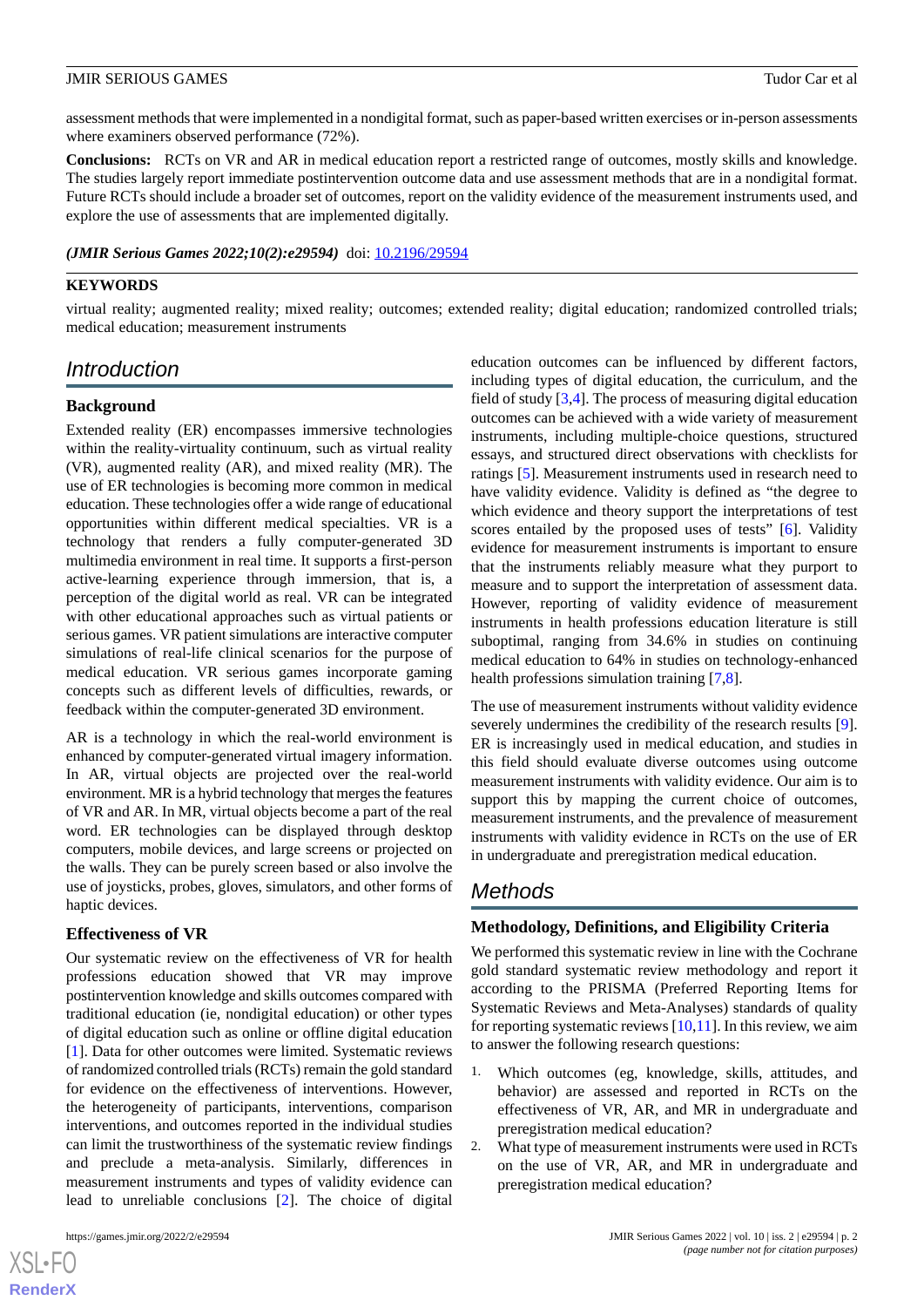assessment methods that were implemented in a nondigital format, such as paper-based written exercises or in-person assessments where examiners observed performance (72%).

**Conclusions:** RCTs on VR and AR in medical education report a restricted range of outcomes, mostly skills and knowledge. The studies largely report immediate postintervention outcome data and use assessment methods that are in a nondigital format. Future RCTs should include a broader set of outcomes, report on the validity evidence of the measurement instruments used, and explore the use of assessments that are implemented digitally.

***(JMIR Serious Games 2022;10(2):e29594)*** doi: 10.2196/29594

**KEYWORDS**

virtual reality; augmented reality; mixed reality; outcomes; extended reality; digital education; randomized controlled trials; medical education; measurement instruments

## Introduction

### Background

Extended reality (ER) encompasses immersive technologies within the reality-virtuality continuum, such as virtual reality (VR), augmented reality (AR), and mixed reality (MR). The use of ER technologies is becoming more common in medical education. These technologies offer a wide range of educational opportunities within different medical specialties. VR is a technology that renders a fully computer-generated 3D multimedia environment in real time. It supports a first-person active-learning experience through immersion, that is, a perception of the digital world as real. VR can be integrated with other educational approaches such as virtual patients or serious games. VR patient simulations are interactive computer simulations of real-life clinical scenarios for the purpose of medical education. VR serious games incorporate gaming concepts such as different levels of difficulties, rewards, or feedback within the computer-generated 3D environment.

AR is a technology in which the real-world environment is enhanced by computer-generated virtual imagery information. In AR, virtual objects are projected over the real-world environment. MR is a hybrid technology that merges the features of VR and AR. In MR, virtual objects become a part of the real word. ER technologies can be displayed through desktop computers, mobile devices, and large screens or projected on the walls. They can be purely screen based or also involve the use of joysticks, probes, gloves, simulators, and other forms of haptic devices.

### Effectiveness of VR

Our systematic review on the effectiveness of VR for health professions education showed that VR may improve postintervention knowledge and skills outcomes compared with traditional education (ie, nondigital education) or other types of digital education such as online or offline digital education [1]. Data for other outcomes were limited. Systematic reviews of randomized controlled trials (RCTs) remain the gold standard for evidence on the effectiveness of interventions. However, the heterogeneity of participants, interventions, comparison interventions, and outcomes reported in the individual studies can limit the trustworthiness of the systematic review findings and preclude a meta-analysis. Similarly, differences in measurement instruments and types of validity evidence can lead to unreliable conclusions [2]. The choice of digital education outcomes can be influenced by different factors, including types of digital education, the curriculum, and the field of study [3,4]. The process of measuring digital education outcomes can be achieved with a wide variety of measurement instruments, including multiple-choice questions, structured essays, and structured direct observations with checklists for ratings [5]. Measurement instruments used in research need to have validity evidence. Validity is defined as "the degree to which evidence and theory support the interpretations of test scores entailed by the proposed uses of tests" [6]. Validity evidence for measurement instruments is important to ensure that the instruments reliably measure what they purport to measure and to support the interpretation of assessment data. However, reporting of validity evidence of measurement instruments in health professions education literature is still suboptimal, ranging from 34.6% in studies on continuing medical education to 64% in studies on technology-enhanced health professions simulation training [7,8].

The use of measurement instruments without validity evidence severely undermines the credibility of the research results [9]. ER is increasingly used in medical education, and studies in this field should evaluate diverse outcomes using outcome measurement instruments with validity evidence. Our aim is to support this by mapping the current choice of outcomes, measurement instruments, and the prevalence of measurement instruments with validity evidence in RCTs on the use of ER in undergraduate and preregistration medical education.

## Methods

### Methodology, Definitions, and Eligibility Criteria

We performed this systematic review in line with the Cochrane gold standard systematic review methodology and report it according to the PRISMA (Preferred Reporting Items for Systematic Reviews and Meta-Analyses) standards of quality for reporting systematic reviews [10,11]. In this review, we aim to answer the following research questions:

1. Which outcomes (eg, knowledge, skills, attitudes, and behavior) are assessed and reported in RCTs on the effectiveness of VR, AR, and MR in undergraduate and preregistration medical education?
2. What type of measurement instruments were used in RCTs on the use of VR, AR, and MR in undergraduate and preregistration medical education?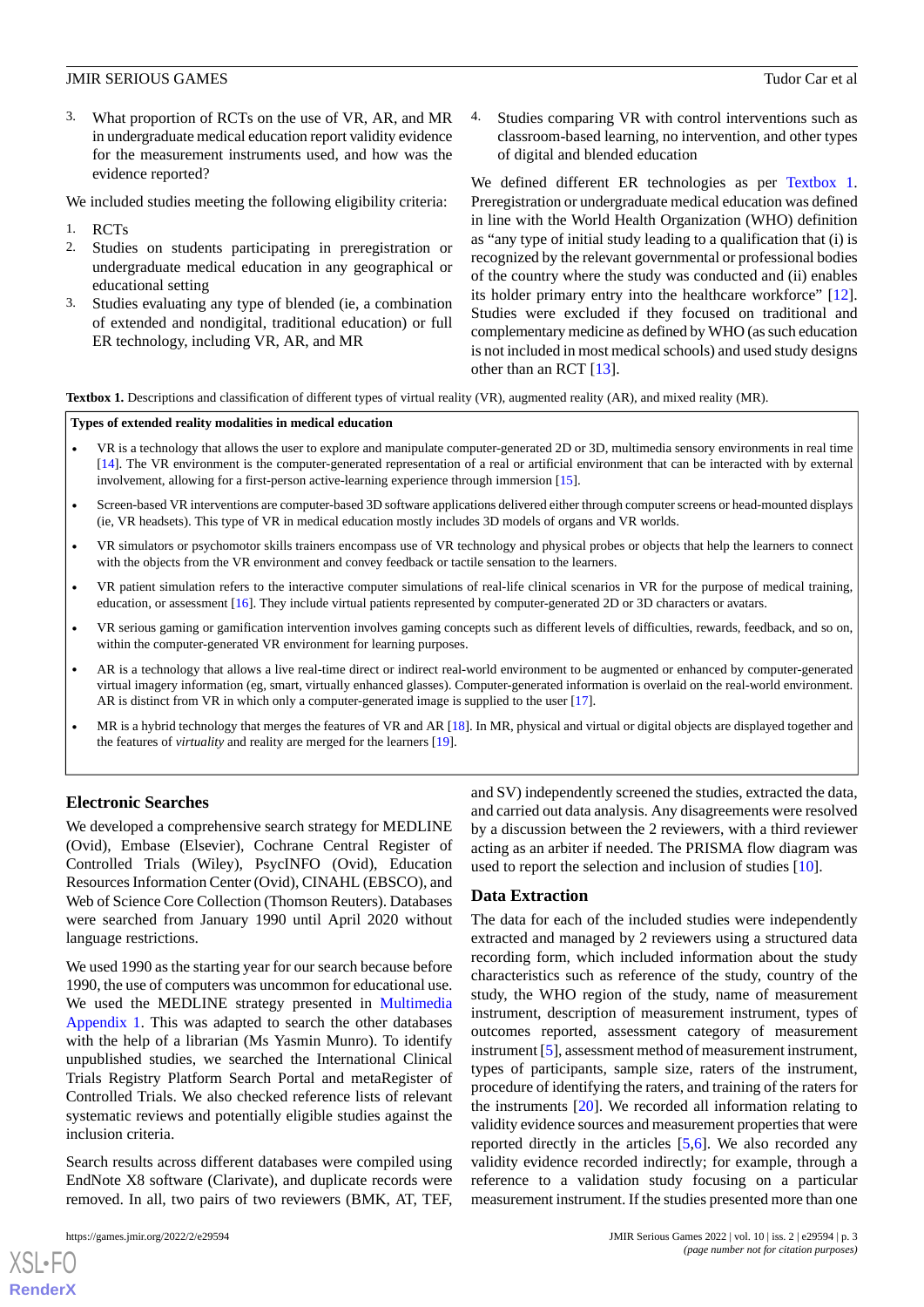3. What proportion of RCTs on the use of VR, AR, and MR in undergraduate medical education report validity evidence for the measurement instruments used, and how was the evidence reported?

We included studies meeting the following eligibility criteria:

1. RCTs
2. Studies on students participating in preregistration or undergraduate medical education in any geographical or educational setting
3. Studies evaluating any type of blended (ie, a combination of extended and nondigital, traditional education) or full ER technology, including VR, AR, and MR
4. Studies comparing VR with control interventions such as classroom-based learning, no intervention, and other types of digital and blended education

We defined different ER technologies as per Textbox 1. Preregistration or undergraduate medical education was defined in line with the World Health Organization (WHO) definition as "any type of initial study leading to a qualification that (i) is recognized by the relevant governmental or professional bodies of the country where the study was conducted and (ii) enables its holder primary entry into the healthcare workforce" [12]. Studies were excluded if they focused on traditional and complementary medicine as defined by WHO (as such education is not included in most medical schools) and used study designs other than an RCT [13].

**Textbox 1.** Descriptions and classification of different types of virtual reality (VR), augmented reality (AR), and mixed reality (MR).

**Types of extended reality modalities in medical education**

- VR is a technology that allows the user to explore and manipulate computer-generated 2D or 3D, multimedia sensory environments in real time [14]. The VR environment is the computer-generated representation of a real or artificial environment that can be interacted with by external involvement, allowing for a first-person active-learning experience through immersion [15].
- Screen-based VR interventions are computer-based 3D software applications delivered either through computer screens or head-mounted displays (ie, VR headsets). This type of VR in medical education mostly includes 3D models of organs and VR worlds.
- VR simulators or psychomotor skills trainers encompass use of VR technology and physical probes or objects that help the learners to connect with the objects from the VR environment and convey feedback or tactile sensation to the learners.
- VR patient simulation refers to the interactive computer simulations of real-life clinical scenarios in VR for the purpose of medical training, education, or assessment [16]. They include virtual patients represented by computer-generated 2D or 3D characters or avatars.
- VR serious gaming or gamification intervention involves gaming concepts such as different levels of difficulties, rewards, feedback, and so on, within the computer-generated VR environment for learning purposes.
- AR is a technology that allows a live real-time direct or indirect real-world environment to be augmented or enhanced by computer-generated virtual imagery information (eg, smart, virtually enhanced glasses). Computer-generated information is overlaid on the real-world environment. AR is distinct from VR in which only a computer-generated image is supplied to the user [17].
- MR is a hybrid technology that merges the features of VR and AR [18]. In MR, physical and virtual or digital objects are displayed together and the features of *virtuality* and reality are merged for the learners [19].

## Electronic Searches

We developed a comprehensive search strategy for MEDLINE (Ovid), Embase (Elsevier), Cochrane Central Register of Controlled Trials (Wiley), PsycINFO (Ovid), Education Resources Information Center (Ovid), CINAHL (EBSCO), and Web of Science Core Collection (Thomson Reuters). Databases were searched from January 1990 until April 2020 without language restrictions.

We used 1990 as the starting year for our search because before 1990, the use of computers was uncommon for educational use. We used the MEDLINE strategy presented in Multimedia Appendix 1. This was adapted to search the other databases with the help of a librarian (Ms Yasmin Munro). To identify unpublished studies, we searched the International Clinical Trials Registry Platform Search Portal and metaRegister of Controlled Trials. We also checked reference lists of relevant systematic reviews and potentially eligible studies against the inclusion criteria.

Search results across different databases were compiled using EndNote X8 software (Clarivate), and duplicate records were removed. In all, two pairs of two reviewers (BMK, AT, TEF, and SV) independently screened the studies, extracted the data, and carried out data analysis. Any disagreements were resolved by a discussion between the 2 reviewers, with a third reviewer acting as an arbiter if needed. The PRISMA flow diagram was used to report the selection and inclusion of studies [10].

## Data Extraction

The data for each of the included studies were independently extracted and managed by 2 reviewers using a structured data recording form, which included information about the study characteristics such as reference of the study, country of the study, the WHO region of the study, name of measurement instrument, description of measurement instrument, types of outcomes reported, assessment category of measurement instrument [5], assessment method of measurement instrument, types of participants, sample size, raters of the instrument, procedure of identifying the raters, and training of the raters for the instruments [20]. We recorded all information relating to validity evidence sources and measurement properties that were reported directly in the articles [5,6]. We also recorded any validity evidence recorded indirectly; for example, through a reference to a validation study focusing on a particular measurement instrument. If the studies presented more than one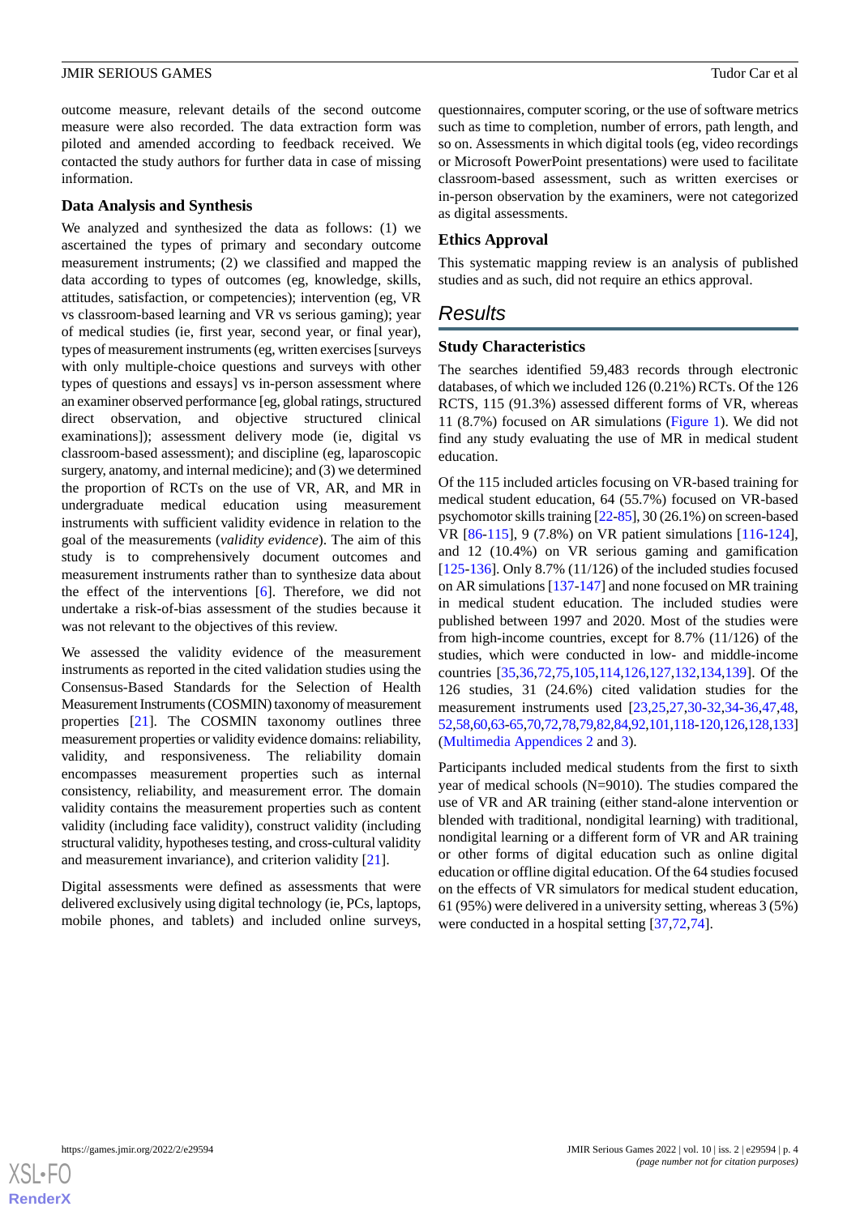outcome measure, relevant details of the second outcome measure were also recorded. The data extraction form was piloted and amended according to feedback received. We contacted the study authors for further data in case of missing information.

### Data Analysis and Synthesis

We analyzed and synthesized the data as follows: (1) we ascertained the types of primary and secondary outcome measurement instruments; (2) we classified and mapped the data according to types of outcomes (eg, knowledge, skills, attitudes, satisfaction, or competencies); intervention (eg, VR vs classroom-based learning and VR vs serious gaming); year of medical studies (ie, first year, second year, or final year), types of measurement instruments (eg, written exercises [surveys with only multiple-choice questions and surveys with other types of questions and essays] vs in-person assessment where an examiner observed performance [eg, global ratings, structured direct observation, and objective structured clinical examinations]); assessment delivery mode (ie, digital vs classroom-based assessment); and discipline (eg, laparoscopic surgery, anatomy, and internal medicine); and (3) we determined the proportion of RCTs on the use of VR, AR, and MR in undergraduate medical education using measurement instruments with sufficient validity evidence in relation to the goal of the measurements (*validity evidence*). The aim of this study is to comprehensively document outcomes and measurement instruments rather than to synthesize data about the effect of the interventions [6]. Therefore, we did not undertake a risk-of-bias assessment of the studies because it was not relevant to the objectives of this review.

We assessed the validity evidence of the measurement instruments as reported in the cited validation studies using the Consensus-Based Standards for the Selection of Health Measurement Instruments (COSMIN) taxonomy of measurement properties [21]. The COSMIN taxonomy outlines three measurement properties or validity evidence domains: reliability, validity, and responsiveness. The reliability domain encompasses measurement properties such as internal consistency, reliability, and measurement error. The domain validity contains the measurement properties such as content validity (including face validity), construct validity (including structural validity, hypotheses testing, and cross-cultural validity and measurement invariance), and criterion validity [21].

Digital assessments were defined as assessments that were delivered exclusively using digital technology (ie, PCs, laptops, mobile phones, and tablets) and included online surveys, questionnaires, computer scoring, or the use of software metrics such as time to completion, number of errors, path length, and so on. Assessments in which digital tools (eg, video recordings or Microsoft PowerPoint presentations) were used to facilitate classroom-based assessment, such as written exercises or in-person observation by the examiners, were not categorized as digital assessments.

### Ethics Approval

This systematic mapping review is an analysis of published studies and as such, did not require an ethics approval.

## Results

### Study Characteristics

The searches identified 59,483 records through electronic databases, of which we included 126 (0.21%) RCTs. Of the 126 RCTS, 115 (91.3%) assessed different forms of VR, whereas 11 (8.7%) focused on AR simulations (Figure 1). We did not find any study evaluating the use of MR in medical student education.

Of the 115 included articles focusing on VR-based training for medical student education, 64 (55.7%) focused on VR-based psychomotor skills training [22-85], 30 (26.1%) on screen-based VR [86-115], 9 (7.8%) on VR patient simulations [116-124], and 12 (10.4%) on VR serious gaming and gamification [125-136]. Only 8.7% (11/126) of the included studies focused on AR simulations [137-147] and none focused on MR training in medical student education. The included studies were published between 1997 and 2020. Most of the studies were from high-income countries, except for 8.7% (11/126) of the studies, which were conducted in low- and middle-income countries [35,36,72,75,105,114,126,127,132,134,139]. Of the 126 studies, 31 (24.6%) cited validation studies for the measurement instruments used [23,25,27,30-32,34-36,47,48,52,58,60,63-65,70,72,78,79,82,84,92,101,118-120,126,128,133] (Multimedia Appendices 2 and 3).

Participants included medical students from the first to sixth year of medical schools (N=9010). The studies compared the use of VR and AR training (either stand-alone intervention or blended with traditional, nondigital learning) with traditional, nondigital learning or a different form of VR and AR training or other forms of digital education such as online digital education or offline digital education. Of the 64 studies focused on the effects of VR simulators for medical student education, 61 (95%) were delivered in a university setting, whereas 3 (5%) were conducted in a hospital setting [37,72,74].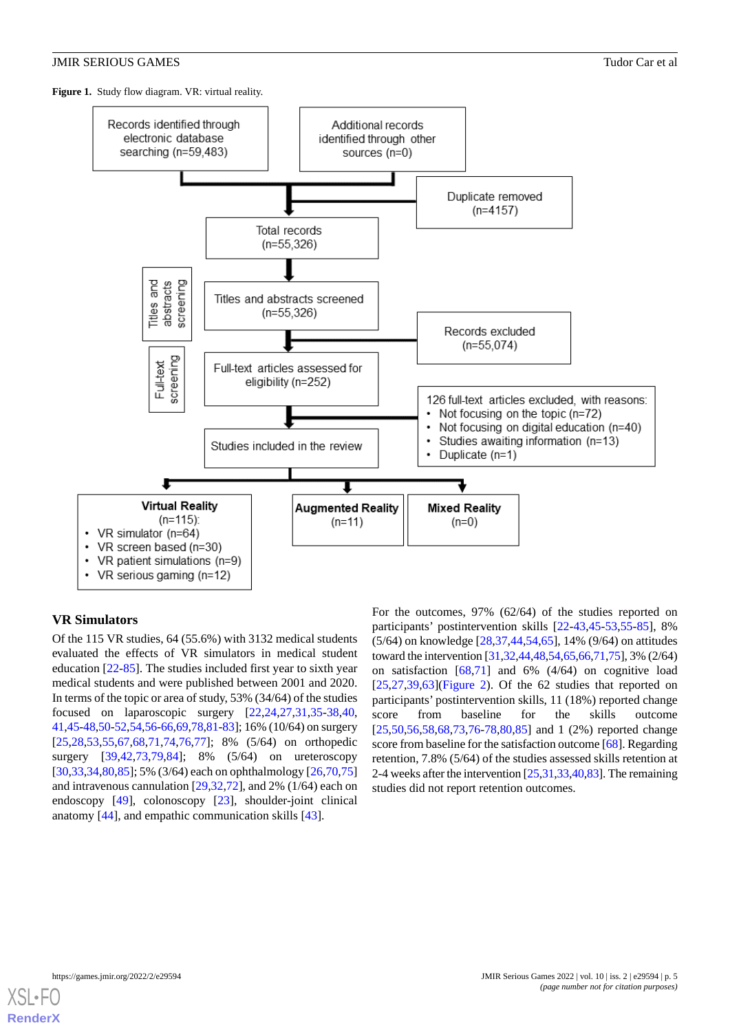**Figure 1.** Study flow diagram. VR: virtual reality.

- Records identified through electronic database searching (n=59,483)
- Additional records identified through other sources (n=0)
- Duplicate removed (n=4157)
- Total records (n=55,326)
- Titles and abstracts screening
  - Titles and abstracts screened (n=55,326)
  - Records excluded (n=55,074)
- Full-text screening
  - Full-text articles assessed for eligibility (n=252)
  - 126 full-text articles excluded, with reasons:
    - Not focusing on the topic (n=72)
    - Not focusing on digital education (n=40)
    - Studies awaiting information (n=13)
    - Duplicate (n=1)
- Studies included in the review
  - **Virtual Reality** (n=115):
    - VR simulator (n=64)
    - VR screen based (n=30)
    - VR patient simulations (n=9)
    - VR serious gaming (n=12)
  - **Augmented Reality** (n=11)
  - **Mixed Reality** (n=0)

## VR Simulators

Of the 115 VR studies, 64 (55.6%) with 3132 medical students evaluated the effects of VR simulators in medical student education [22-85]. The studies included first year to sixth year medical students and were published between 2001 and 2020. In terms of the topic or area of study, 53% (34/64) of the studies focused on laparoscopic surgery [22,24,27,31,35-38,40,41,45-48,50-52,54,56-66,69,78,81-83]; 16% (10/64) on surgery [25,28,53,55,67,68,71,74,76,77]; 8% (5/64) on orthopedic surgery [39,42,73,79,84]; 8% (5/64) on ureteroscopy [30,33,34,80,85]; 5% (3/64) each on ophthalmology [26,70,75] and intravenous cannulation [29,32,72], and 2% (1/64) each on endoscopy [49], colonoscopy [23], shoulder-joint clinical anatomy [44], and empathic communication skills [43].

For the outcomes, 97% (62/64) of the studies reported on participants' postintervention skills [22-43,45-53,55-85], 8% (5/64) on knowledge [28,37,44,54,65], 14% (9/64) on attitudes toward the intervention [31,32,44,48,54,65,66,71,75], 3% (2/64) on satisfaction [68,71] and 6% (4/64) on cognitive load [25,27,39,63](Figure 2). Of the 62 studies that reported on participants' postintervention skills, 11 (18%) reported change score from baseline for the skills outcome [25,50,56,58,68,73,76-78,80,85] and 1 (2%) reported change score from baseline for the satisfaction outcome [68]. Regarding retention, 7.8% (5/64) of the studies assessed skills retention at 2-4 weeks after the intervention [25,31,33,40,83]. The remaining studies did not report retention outcomes.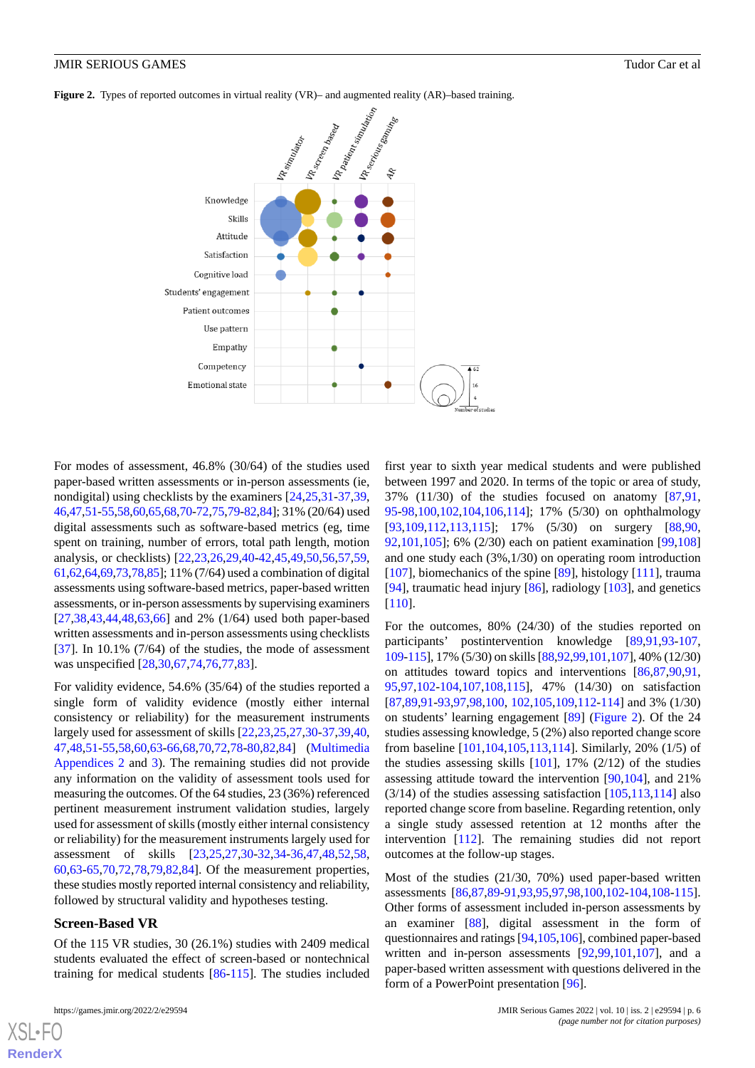**Figure 2.** Types of reported outcomes in virtual reality (VR)– and augmented reality (AR)–based training.

For modes of assessment, 46.8% (30/64) of the studies used paper-based written assessments or in-person assessments (ie, nondigital) using checklists by the examiners [24,25,31-37,39,46,47,51-55,58,60,65,68,70-72,75,79-82,84]; 31% (20/64) used digital assessments such as software-based metrics (eg, time spent on training, number of errors, total path length, motion analysis, or checklists) [22,23,26,29,40-42,45,49,50,56,57,59,61,62,64,69,73,78,85]; 11% (7/64) used a combination of digital assessments using software-based metrics, paper-based written assessments, or in-person assessments by supervising examiners [27,38,43,44,48,63,66] and 2% (1/64) used both paper-based written assessments and in-person assessments using checklists [37]. In 10.1% (7/64) of the studies, the mode of assessment was unspecified [28,30,67,74,76,77,83].

For validity evidence, 54.6% (35/64) of the studies reported a single form of validity evidence (mostly either internal consistency or reliability) for the measurement instruments largely used for assessment of skills [22,23,25,27,30-37,39,40,47,48,51-55,58,60,63-66,68,70,72,78-80,82,84] (Multimedia Appendices 2 and 3). The remaining studies did not provide any information on the validity of assessment tools used for measuring the outcomes. Of the 64 studies, 23 (36%) referenced pertinent measurement instrument validation studies, largely used for assessment of skills (mostly either internal consistency or reliability) for the measurement instruments largely used for assessment of skills [23,25,27,30-32,34-36,47,48,52,58,60,63-65,70,72,78,79,82,84]. Of the measurement properties, these studies mostly reported internal consistency and reliability, followed by structural validity and hypotheses testing.

### Screen-Based VR

Of the 115 VR studies, 30 (26.1%) studies with 2409 medical students evaluated the effect of screen-based or nontechnical training for medical students [86-115]. The studies included first year to sixth year medical students and were published between 1997 and 2020. In terms of the topic or area of study, 37% (11/30) of the studies focused on anatomy [87,91,95-98,100,102,104,106,114]; 17% (5/30) on ophthalmology [93,109,112,113,115]; 17% (5/30) on surgery [88,90,92,101,105]; 6% (2/30) each on patient examination [99,108] and one study each (3%,1/30) on operating room introduction [107], biomechanics of the spine [89], histology [111], trauma [94], traumatic head injury [86], radiology [103], and genetics [110].

For the outcomes, 80% (24/30) of the studies reported on participants' postintervention knowledge [89,91,93-107,109-115], 17% (5/30) on skills [88,92,99,101,107], 40% (12/30) on attitudes toward topics and interventions [86,87,90,91,95,97,102-104,107,108,115], 47% (14/30) on satisfaction [87,89,91-93,97,98,100, 102,105,109,112-114] and 3% (1/30) on students' learning engagement [89] (Figure 2). Of the 24 studies assessing knowledge, 5 (2%) also reported change score from baseline [101,104,105,113,114]. Similarly, 20% (1/5) of the studies assessing skills [101], 17% (2/12) of the studies assessing attitude toward the intervention [90,104], and 21% (3/14) of the studies assessing satisfaction [105,113,114] also reported change score from baseline. Regarding retention, only a single study assessed retention at 12 months after the intervention [112]. The remaining studies did not report outcomes at the follow-up stages.

Most of the studies (21/30, 70%) used paper-based written assessments [86,87,89-91,93,95,97,98,100,102-104,108-115]. Other forms of assessment included in-person assessments by an examiner [88], digital assessment in the form of questionnaires and ratings [94,105,106], combined paper-based written and in-person assessments [92,99,101,107], and a paper-based written assessment with questions delivered in the form of a PowerPoint presentation [96].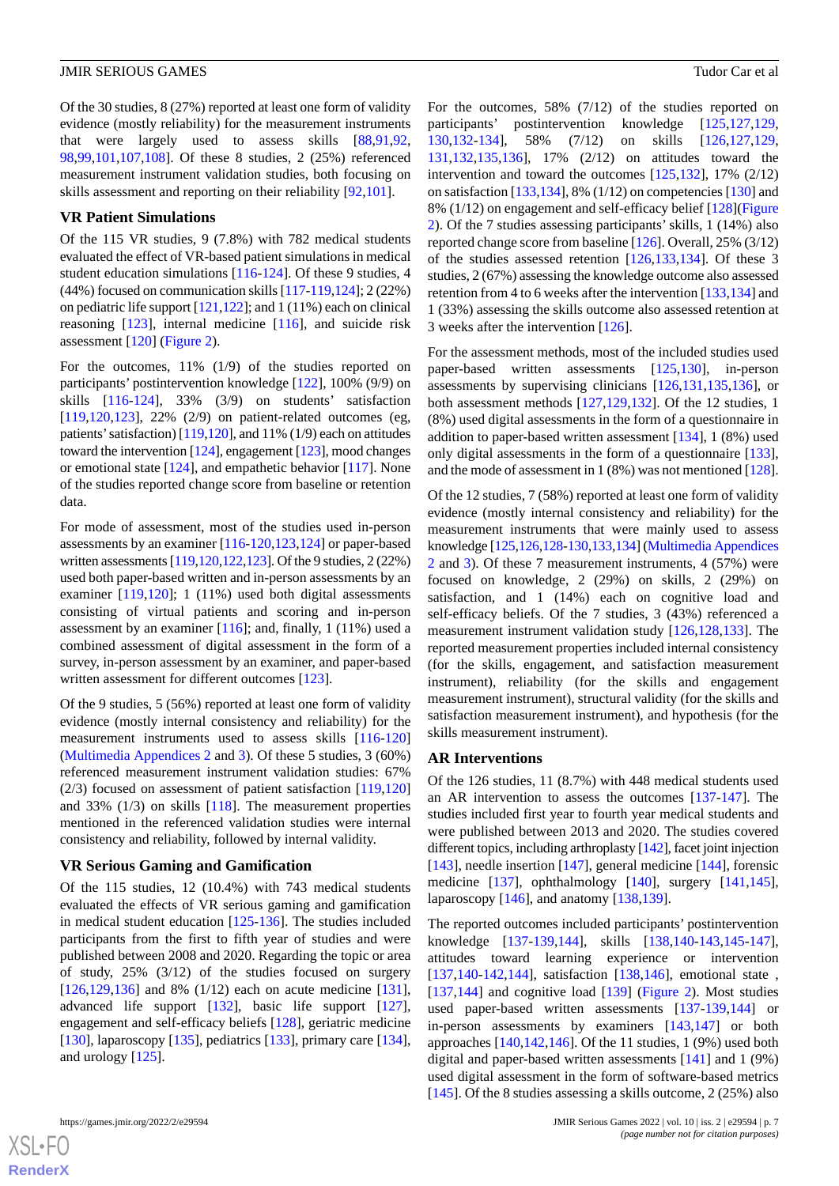Of the 30 studies, 8 (27%) reported at least one form of validity evidence (mostly reliability) for the measurement instruments that were largely used to assess skills [88,91,92,98,99,101,107,108]. Of these 8 studies, 2 (25%) referenced measurement instrument validation studies, both focusing on skills assessment and reporting on their reliability [92,101].

### VR Patient Simulations

Of the 115 VR studies, 9 (7.8%) with 782 medical students evaluated the effect of VR-based patient simulations in medical student education simulations [116-124]. Of these 9 studies, 4 (44%) focused on communication skills [117-119,124]; 2 (22%) on pediatric life support [121,122]; and 1 (11%) each on clinical reasoning [123], internal medicine [116], and suicide risk assessment [120] (Figure 2).

For the outcomes, 11% (1/9) of the studies reported on participants' postintervention knowledge [122], 100% (9/9) on skills [116-124], 33% (3/9) on students' satisfaction [119,120,123], 22% (2/9) on patient-related outcomes (eg, patients' satisfaction) [119,120], and 11% (1/9) each on attitudes toward the intervention [124], engagement [123], mood changes or emotional state [124], and empathetic behavior [117]. None of the studies reported change score from baseline or retention data.

For mode of assessment, most of the studies used in-person assessments by an examiner [116-120,123,124] or paper-based written assessments [119,120,122,123]. Of the 9 studies, 2 (22%) used both paper-based written and in-person assessments by an examiner [119,120]; 1 (11%) used both digital assessments consisting of virtual patients and scoring and in-person assessment by an examiner [116]; and, finally, 1 (11%) used a combined assessment of digital assessment in the form of a survey, in-person assessment by an examiner, and paper-based written assessment for different outcomes [123].

Of the 9 studies, 5 (56%) reported at least one form of validity evidence (mostly internal consistency and reliability) for the measurement instruments used to assess skills [116-120] (Multimedia Appendices 2 and 3). Of these 5 studies, 3 (60%) referenced measurement instrument validation studies: 67% (2/3) focused on assessment of patient satisfaction [119,120] and 33% (1/3) on skills [118]. The measurement properties mentioned in the referenced validation studies were internal consistency and reliability, followed by internal validity.

### VR Serious Gaming and Gamification

Of the 115 studies, 12 (10.4%) with 743 medical students evaluated the effects of VR serious gaming and gamification in medical student education [125-136]. The studies included participants from the first to fifth year of studies and were published between 2008 and 2020. Regarding the topic or area of study, 25% (3/12) of the studies focused on surgery [126,129,136] and 8% (1/12) each on acute medicine [131], advanced life support [132], basic life support [127], engagement and self-efficacy beliefs [128], geriatric medicine [130], laparoscopy [135], pediatrics [133], primary care [134], and urology [125].

For the outcomes, 58% (7/12) of the studies reported on participants' postintervention knowledge [125,127,129,130,132-134], 58% (7/12) on skills [126,127,129,131,132,135,136], 17% (2/12) on attitudes toward the intervention and toward the outcomes [125,132], 17% (2/12) on satisfaction [133,134], 8% (1/12) on competencies [130] and 8% (1/12) on engagement and self-efficacy belief [128](Figure 2). Of the 7 studies assessing participants' skills, 1 (14%) also reported change score from baseline [126]. Overall, 25% (3/12) of the studies assessed retention [126,133,134]. Of these 3 studies, 2 (67%) assessing the knowledge outcome also assessed retention from 4 to 6 weeks after the intervention [133,134] and 1 (33%) assessing the skills outcome also assessed retention at 3 weeks after the intervention [126].

For the assessment methods, most of the included studies used paper-based written assessments [125,130], in-person assessments by supervising clinicians [126,131,135,136], or both assessment methods [127,129,132]. Of the 12 studies, 1 (8%) used digital assessments in the form of a questionnaire in addition to paper-based written assessment [134], 1 (8%) used only digital assessments in the form of a questionnaire [133], and the mode of assessment in 1 (8%) was not mentioned [128].

Of the 12 studies, 7 (58%) reported at least one form of validity evidence (mostly internal consistency and reliability) for the measurement instruments that were mainly used to assess knowledge [125,126,128-130,133,134] (Multimedia Appendices 2 and 3). Of these 7 measurement instruments, 4 (57%) were focused on knowledge, 2 (29%) on skills, 2 (29%) on satisfaction, and 1 (14%) each on cognitive load and self-efficacy beliefs. Of the 7 studies, 3 (43%) referenced a measurement instrument validation study [126,128,133]. The reported measurement properties included internal consistency (for the skills, engagement, and satisfaction measurement instrument), reliability (for the skills and engagement measurement instrument), structural validity (for the skills and satisfaction measurement instrument), and hypothesis (for the skills measurement instrument).

### AR Interventions

Of the 126 studies, 11 (8.7%) with 448 medical students used an AR intervention to assess the outcomes [137-147]. The studies included first year to fourth year medical students and were published between 2013 and 2020. The studies covered different topics, including arthroplasty [142], facet joint injection [143], needle insertion [147], general medicine [144], forensic medicine [137], ophthalmology [140], surgery [141,145], laparoscopy [146], and anatomy [138,139].

The reported outcomes included participants' postintervention knowledge [137-139,144], skills [138,140-143,145-147], attitudes toward learning experience or intervention [137,140-142,144], satisfaction [138,146], emotional state , [137,144] and cognitive load [139] (Figure 2). Most studies used paper-based written assessments [137-139,144] or in-person assessments by examiners [143,147] or both approaches [140,142,146]. Of the 11 studies, 1 (9%) used both digital and paper-based written assessments [141] and 1 (9%) used digital assessment in the form of software-based metrics [145]. Of the 8 studies assessing a skills outcome, 2 (25%) also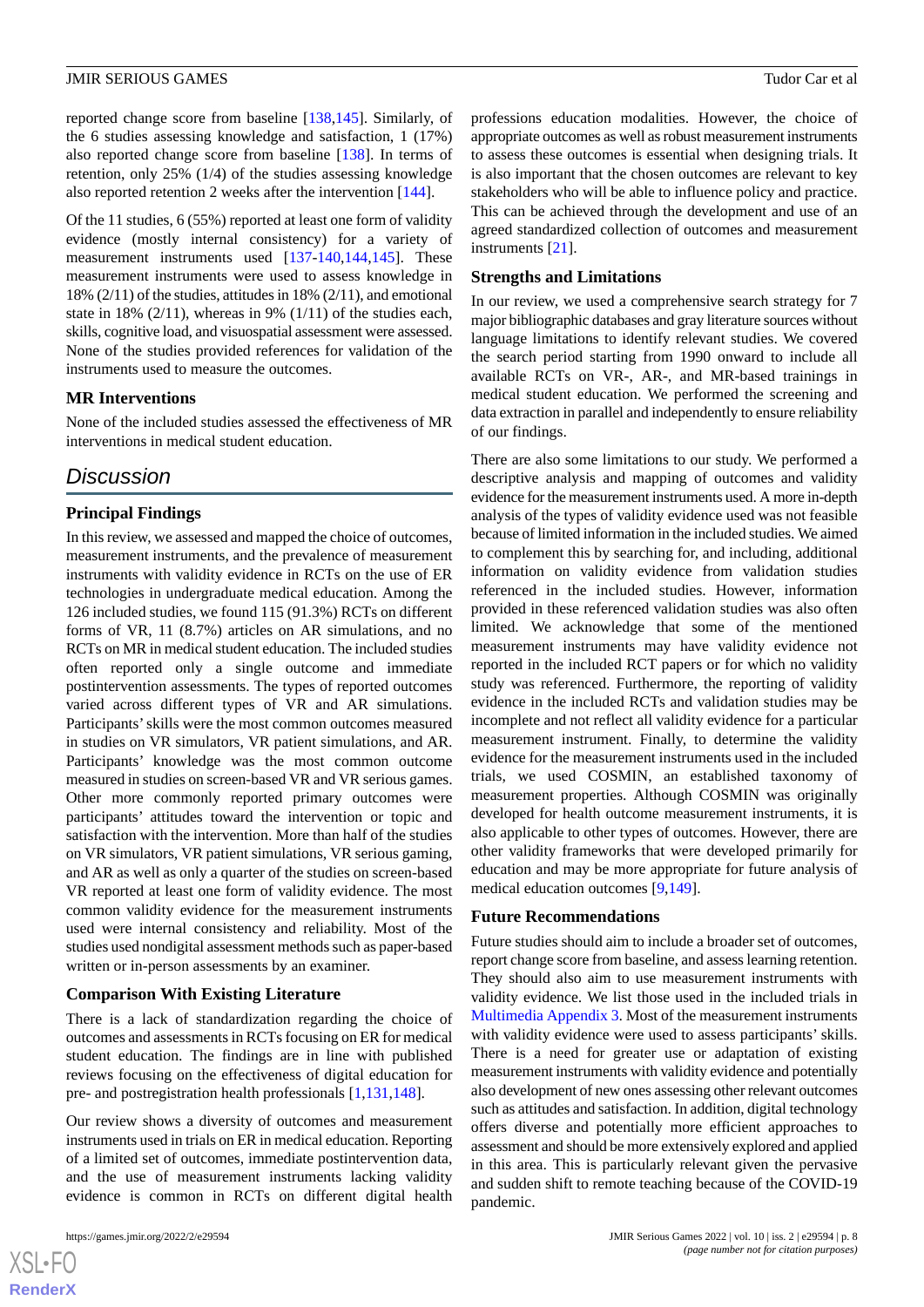reported change score from baseline [138,145]. Similarly, of the 6 studies assessing knowledge and satisfaction, 1 (17%) also reported change score from baseline [138]. In terms of retention, only 25% (1/4) of the studies assessing knowledge also reported retention 2 weeks after the intervention [144].

Of the 11 studies, 6 (55%) reported at least one form of validity evidence (mostly internal consistency) for a variety of measurement instruments used [137-140,144,145]. These measurement instruments were used to assess knowledge in 18% (2/11) of the studies, attitudes in 18% (2/11), and emotional state in 18% (2/11), whereas in 9% (1/11) of the studies each, skills, cognitive load, and visuospatial assessment were assessed. None of the studies provided references for validation of the instruments used to measure the outcomes.

### MR Interventions

None of the included studies assessed the effectiveness of MR interventions in medical student education.

## Discussion

### Principal Findings

In this review, we assessed and mapped the choice of outcomes, measurement instruments, and the prevalence of measurement instruments with validity evidence in RCTs on the use of ER technologies in undergraduate medical education. Among the 126 included studies, we found 115 (91.3%) RCTs on different forms of VR, 11 (8.7%) articles on AR simulations, and no RCTs on MR in medical student education. The included studies often reported only a single outcome and immediate postintervention assessments. The types of reported outcomes varied across different types of VR and AR simulations. Participants' skills were the most common outcomes measured in studies on VR simulators, VR patient simulations, and AR. Participants' knowledge was the most common outcome measured in studies on screen-based VR and VR serious games. Other more commonly reported primary outcomes were participants' attitudes toward the intervention or topic and satisfaction with the intervention. More than half of the studies on VR simulators, VR patient simulations, VR serious gaming, and AR as well as only a quarter of the studies on screen-based VR reported at least one form of validity evidence. The most common validity evidence for the measurement instruments used were internal consistency and reliability. Most of the studies used nondigital assessment methods such as paper-based written or in-person assessments by an examiner.

### Comparison With Existing Literature

There is a lack of standardization regarding the choice of outcomes and assessments in RCTs focusing on ER for medical student education. The findings are in line with published reviews focusing on the effectiveness of digital education for pre- and postregistration health professionals [1,131,148].

Our review shows a diversity of outcomes and measurement instruments used in trials on ER in medical education. Reporting of a limited set of outcomes, immediate postintervention data, and the use of measurement instruments lacking validity evidence is common in RCTs on different digital health professions education modalities. However, the choice of appropriate outcomes as well as robust measurement instruments to assess these outcomes is essential when designing trials. It is also important that the chosen outcomes are relevant to key stakeholders who will be able to influence policy and practice. This can be achieved through the development and use of an agreed standardized collection of outcomes and measurement instruments [21].

### Strengths and Limitations

In our review, we used a comprehensive search strategy for 7 major bibliographic databases and gray literature sources without language limitations to identify relevant studies. We covered the search period starting from 1990 onward to include all available RCTs on VR-, AR-, and MR-based trainings in medical student education. We performed the screening and data extraction in parallel and independently to ensure reliability of our findings.

There are also some limitations to our study. We performed a descriptive analysis and mapping of outcomes and validity evidence for the measurement instruments used. A more in-depth analysis of the types of validity evidence used was not feasible because of limited information in the included studies. We aimed to complement this by searching for, and including, additional information on validity evidence from validation studies referenced in the included studies. However, information provided in these referenced validation studies was also often limited. We acknowledge that some of the mentioned measurement instruments may have validity evidence not reported in the included RCT papers or for which no validity study was referenced. Furthermore, the reporting of validity evidence in the included RCTs and validation studies may be incomplete and not reflect all validity evidence for a particular measurement instrument. Finally, to determine the validity evidence for the measurement instruments used in the included trials, we used COSMIN, an established taxonomy of measurement properties. Although COSMIN was originally developed for health outcome measurement instruments, it is also applicable to other types of outcomes. However, there are other validity frameworks that were developed primarily for education and may be more appropriate for future analysis of medical education outcomes [9,149].

### Future Recommendations

Future studies should aim to include a broader set of outcomes, report change score from baseline, and assess learning retention. They should also aim to use measurement instruments with validity evidence. We list those used in the included trials in Multimedia Appendix 3. Most of the measurement instruments with validity evidence were used to assess participants' skills. There is a need for greater use or adaptation of existing measurement instruments with validity evidence and potentially also development of new ones assessing other relevant outcomes such as attitudes and satisfaction. In addition, digital technology offers diverse and potentially more efficient approaches to assessment and should be more extensively explored and applied in this area. This is particularly relevant given the pervasive and sudden shift to remote teaching because of the COVID-19 pandemic.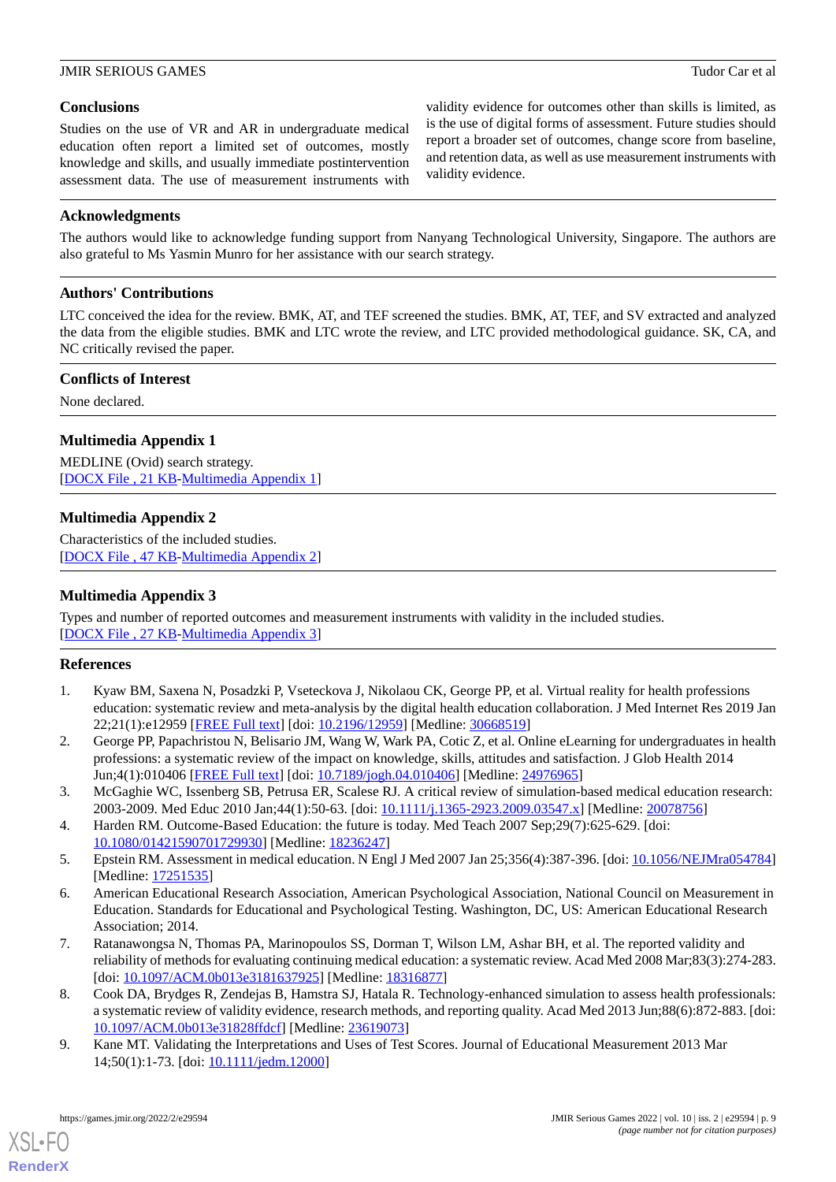## Conclusions

Studies on the use of VR and AR in undergraduate medical education often report a limited set of outcomes, mostly knowledge and skills, and usually immediate postintervention assessment data. The use of measurement instruments with validity evidence for outcomes other than skills is limited, as is the use of digital forms of assessment. Future studies should report a broader set of outcomes, change score from baseline, and retention data, as well as use measurement instruments with validity evidence.

## Acknowledgments

The authors would like to acknowledge funding support from Nanyang Technological University, Singapore. The authors are also grateful to Ms Yasmin Munro for her assistance with our search strategy.

## Authors' Contributions

LTC conceived the idea for the review. BMK, AT, and TEF screened the studies. BMK, AT, TEF, and SV extracted and analyzed the data from the eligible studies. BMK and LTC wrote the review, and LTC provided methodological guidance. SK, CA, and NC critically revised the paper.

## Conflicts of Interest

None declared.

## Multimedia Appendix 1

MEDLINE (Ovid) search strategy.
[DOCX File , 21 KB-Multimedia Appendix 1]

## Multimedia Appendix 2

Characteristics of the included studies.
[DOCX File , 47 KB-Multimedia Appendix 2]

## Multimedia Appendix 3

Types and number of reported outcomes and measurement instruments with validity in the included studies.
[DOCX File , 27 KB-Multimedia Appendix 3]

## References

1. Kyaw BM, Saxena N, Posadzki P, Vseteckova J, Nikolaou CK, George PP, et al. Virtual reality for health professions education: systematic review and meta-analysis by the digital health education collaboration. J Med Internet Res 2019 Jan 22;21(1):e12959 [FREE Full text] [doi: 10.2196/12959] [Medline: 30668519]
2. George PP, Papachristou N, Belisario JM, Wang W, Wark PA, Cotic Z, et al. Online eLearning for undergraduates in health professions: a systematic review of the impact on knowledge, skills, attitudes and satisfaction. J Glob Health 2014 Jun;4(1):010406 [FREE Full text] [doi: 10.7189/jogh.04.010406] [Medline: 24976965]
3. McGaghie WC, Issenberg SB, Petrusa ER, Scalese RJ. A critical review of simulation-based medical education research: 2003-2009. Med Educ 2010 Jan;44(1):50-63. [doi: 10.1111/j.1365-2923.2009.03547.x] [Medline: 20078756]
4. Harden RM. Outcome-Based Education: the future is today. Med Teach 2007 Sep;29(7):625-629. [doi: 10.1080/01421590701729930] [Medline: 18236247]
5. Epstein RM. Assessment in medical education. N Engl J Med 2007 Jan 25;356(4):387-396. [doi: 10.1056/NEJMra054784] [Medline: 17251535]
6. American Educational Research Association, American Psychological Association, National Council on Measurement in Education. Standards for Educational and Psychological Testing. Washington, DC, US: American Educational Research Association; 2014.
7. Ratanawongsa N, Thomas PA, Marinopoulos SS, Dorman T, Wilson LM, Ashar BH, et al. The reported validity and reliability of methods for evaluating continuing medical education: a systematic review. Acad Med 2008 Mar;83(3):274-283. [doi: 10.1097/ACM.0b013e3181637925] [Medline: 18316877]
8. Cook DA, Brydges R, Zendejas B, Hamstra SJ, Hatala R. Technology-enhanced simulation to assess health professionals: a systematic review of validity evidence, research methods, and reporting quality. Acad Med 2013 Jun;88(6):872-883. [doi: 10.1097/ACM.0b013e31828ffdcf] [Medline: 23619073]
9. Kane MT. Validating the Interpretations and Uses of Test Scores. Journal of Educational Measurement 2013 Mar 14;50(1):1-73. [doi: 10.1111/jedm.12000]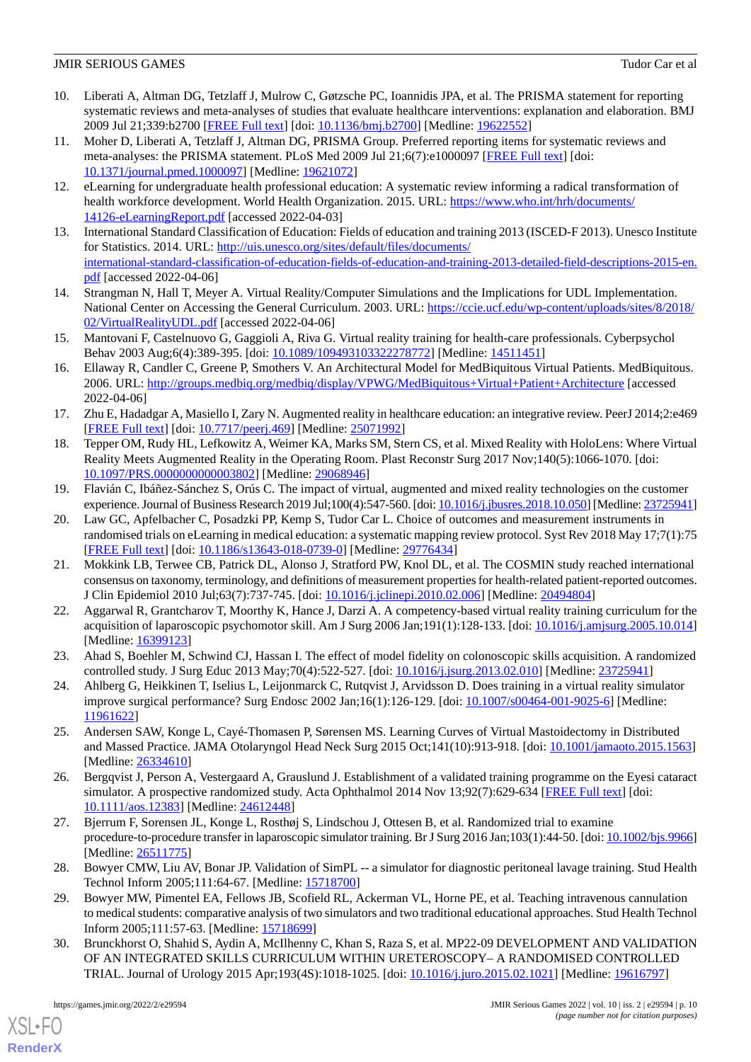10. Liberati A, Altman DG, Tetzlaff J, Mulrow C, Gøtzsche PC, Ioannidis JPA, et al. The PRISMA statement for reporting systematic reviews and meta-analyses of studies that evaluate healthcare interventions: explanation and elaboration. BMJ 2009 Jul 21;339:b2700 [FREE Full text] [doi: 10.1136/bmj.b2700] [Medline: 19622552]
11. Moher D, Liberati A, Tetzlaff J, Altman DG, PRISMA Group. Preferred reporting items for systematic reviews and meta-analyses: the PRISMA statement. PLoS Med 2009 Jul 21;6(7):e1000097 [FREE Full text] [doi: 10.1371/journal.pmed.1000097] [Medline: 19621072]
12. eLearning for undergraduate health professional education: A systematic review informing a radical transformation of health workforce development. World Health Organization. 2015. URL: https://www.who.int/hrh/documents/14126-eLearningReport.pdf [accessed 2022-04-03]
13. International Standard Classification of Education: Fields of education and training 2013 (ISCED-F 2013). Unesco Institute for Statistics. 2014. URL: http://uis.unesco.org/sites/default/files/documents/international-standard-classification-of-education-fields-of-education-and-training-2013-detailed-field-descriptions-2015-en.pdf [accessed 2022-04-06]
14. Strangman N, Hall T, Meyer A. Virtual Reality/Computer Simulations and the Implications for UDL Implementation. National Center on Accessing the General Curriculum. 2003. URL: https://ccie.ucf.edu/wp-content/uploads/sites/8/2018/02/VirtualRealityUDL.pdf [accessed 2022-04-06]
15. Mantovani F, Castelnuovo G, Gaggioli A, Riva G. Virtual reality training for health-care professionals. Cyberpsychol Behav 2003 Aug;6(4):389-395. [doi: 10.1089/109493103322278772] [Medline: 14511451]
16. Ellaway R, Candler C, Greene P, Smothers V. An Architectural Model for MedBiquitous Virtual Patients. MedBiquitous. 2006. URL: http://groups.medbiq.org/medbiq/display/VPWG/MedBiquitous+Virtual+Patient+Architecture [accessed 2022-04-06]
17. Zhu E, Hadadgar A, Masiello I, Zary N. Augmented reality in healthcare education: an integrative review. PeerJ 2014;2:e469 [FREE Full text] [doi: 10.7717/peerj.469] [Medline: 25071992]
18. Tepper OM, Rudy HL, Lefkowitz A, Weimer KA, Marks SM, Stern CS, et al. Mixed Reality with HoloLens: Where Virtual Reality Meets Augmented Reality in the Operating Room. Plast Reconstr Surg 2017 Nov;140(5):1066-1070. [doi: 10.1097/PRS.0000000000003802] [Medline: 29068946]
19. Flavián C, Ibáñez-Sánchez S, Orús C. The impact of virtual, augmented and mixed reality technologies on the customer experience. Journal of Business Research 2019 Jul;100(4):547-560. [doi: 10.1016/j.jbusres.2018.10.050] [Medline: 23725941]
20. Law GC, Apfelbacher C, Posadzki PP, Kemp S, Tudor Car L. Choice of outcomes and measurement instruments in randomised trials on eLearning in medical education: a systematic mapping review protocol. Syst Rev 2018 May 17;7(1):75 [FREE Full text] [doi: 10.1186/s13643-018-0739-0] [Medline: 29776434]
21. Mokkink LB, Terwee CB, Patrick DL, Alonso J, Stratford PW, Knol DL, et al. The COSMIN study reached international consensus on taxonomy, terminology, and definitions of measurement properties for health-related patient-reported outcomes. J Clin Epidemiol 2010 Jul;63(7):737-745. [doi: 10.1016/j.jclinepi.2010.02.006] [Medline: 20494804]
22. Aggarwal R, Grantcharov T, Moorthy K, Hance J, Darzi A. A competency-based virtual reality training curriculum for the acquisition of laparoscopic psychomotor skill. Am J Surg 2006 Jan;191(1):128-133. [doi: 10.1016/j.amjsurg.2005.10.014] [Medline: 16399123]
23. Ahad S, Boehler M, Schwind CJ, Hassan I. The effect of model fidelity on colonoscopic skills acquisition. A randomized controlled study. J Surg Educ 2013 May;70(4):522-527. [doi: 10.1016/j.jsurg.2013.02.010] [Medline: 23725941]
24. Ahlberg G, Heikkinen T, Iselius L, Leijonmarck C, Rutqvist J, Arvidsson D. Does training in a virtual reality simulator improve surgical performance? Surg Endosc 2002 Jan;16(1):126-129. [doi: 10.1007/s00464-001-9025-6] [Medline: 11961622]
25. Andersen SAW, Konge L, Cayé-Thomasen P, Sørensen MS. Learning Curves of Virtual Mastoidectomy in Distributed and Massed Practice. JAMA Otolaryngol Head Neck Surg 2015 Oct;141(10):913-918. [doi: 10.1001/jamaoto.2015.1563] [Medline: 26334610]
26. Bergqvist J, Person A, Vestergaard A, Grauslund J. Establishment of a validated training programme on the Eyesi cataract simulator. A prospective randomized study. Acta Ophthalmol 2014 Nov 13;92(7):629-634 [FREE Full text] [doi: 10.1111/aos.12383] [Medline: 24612448]
27. Bjerrum F, Sorensen JL, Konge L, Rosthøj S, Lindschou J, Ottesen B, et al. Randomized trial to examine procedure-to-procedure transfer in laparoscopic simulator training. Br J Surg 2016 Jan;103(1):44-50. [doi: 10.1002/bjs.9966] [Medline: 26511775]
28. Bowyer CMW, Liu AV, Bonar JP. Validation of SimPL -- a simulator for diagnostic peritoneal lavage training. Stud Health Technol Inform 2005;111:64-67. [Medline: 15718700]
29. Bowyer MW, Pimentel EA, Fellows JB, Scofield RL, Ackerman VL, Horne PE, et al. Teaching intravenous cannulation to medical students: comparative analysis of two simulators and two traditional educational approaches. Stud Health Technol Inform 2005;111:57-63. [Medline: 15718699]
30. Brunckhorst O, Shahid S, Aydin A, McIlhenny C, Khan S, Raza S, et al. MP22-09 DEVELOPMENT AND VALIDATION OF AN INTEGRATED SKILLS CURRICULUM WITHIN URETEROSCOPY– A RANDOMISED CONTROLLED TRIAL. Journal of Urology 2015 Apr;193(4S):1018-1025. [doi: 10.1016/j.juro.2015.02.1021] [Medline: 19616797]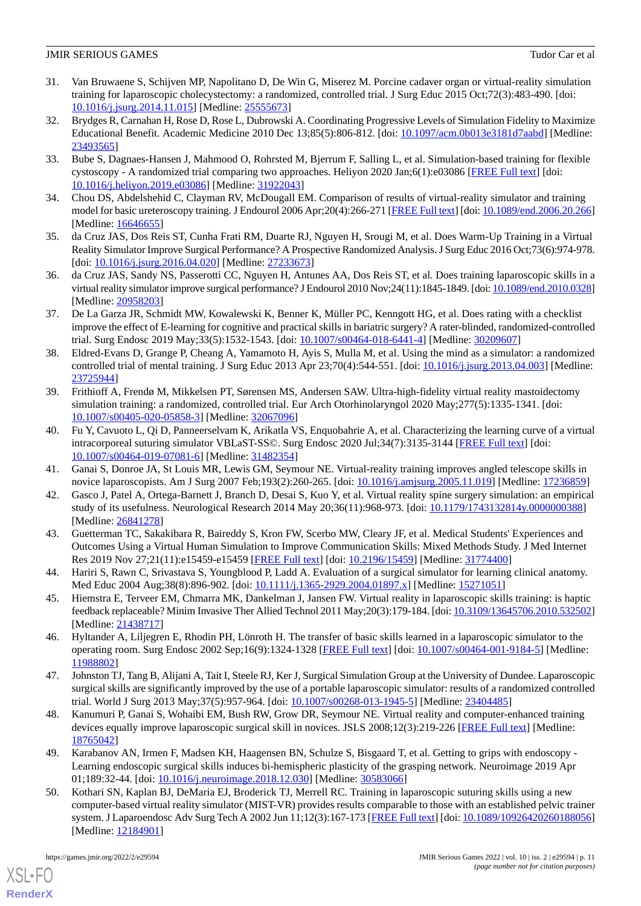31. Van Bruwaene S, Schijven MP, Napolitano D, De Win G, Miserez M. Porcine cadaver organ or virtual-reality simulation training for laparoscopic cholecystectomy: a randomized, controlled trial. J Surg Educ 2015 Oct;72(3):483-490. [doi: 10.1016/j.jsurg.2014.11.015] [Medline: 25555673]
32. Brydges R, Carnahan H, Rose D, Rose L, Dubrowski A. Coordinating Progressive Levels of Simulation Fidelity to Maximize Educational Benefit. Academic Medicine 2010 Dec 13;85(5):806-812. [doi: 10.1097/acm.0b013e3181d7aabd] [Medline: 23493565]
33. Bube S, Dagnaes-Hansen J, Mahmood O, Rohrsted M, Bjerrum F, Salling L, et al. Simulation-based training for flexible cystoscopy - A randomized trial comparing two approaches. Heliyon 2020 Jan;6(1):e03086 [FREE Full text] [doi: 10.1016/j.heliyon.2019.e03086] [Medline: 31922043]
34. Chou DS, Abdelshehid C, Clayman RV, McDougall EM. Comparison of results of virtual-reality simulator and training model for basic ureteroscopy training. J Endourol 2006 Apr;20(4):266-271 [FREE Full text] [doi: 10.1089/end.2006.20.266] [Medline: 16646655]
35. da Cruz JAS, Dos Reis ST, Cunha Frati RM, Duarte RJ, Nguyen H, Srougi M, et al. Does Warm-Up Training in a Virtual Reality Simulator Improve Surgical Performance? A Prospective Randomized Analysis. J Surg Educ 2016 Oct;73(6):974-978. [doi: 10.1016/j.jsurg.2016.04.020] [Medline: 27233673]
36. da Cruz JAS, Sandy NS, Passerotti CC, Nguyen H, Antunes AA, Dos Reis ST, et al. Does training laparoscopic skills in a virtual reality simulator improve surgical performance? J Endourol 2010 Nov;24(11):1845-1849. [doi: 10.1089/end.2010.0328] [Medline: 20958203]
37. De La Garza JR, Schmidt MW, Kowalewski K, Benner K, Müller PC, Kenngott HG, et al. Does rating with a checklist improve the effect of E-learning for cognitive and practical skills in bariatric surgery? A rater-blinded, randomized-controlled trial. Surg Endosc 2019 May;33(5):1532-1543. [doi: 10.1007/s00464-018-6441-4] [Medline: 30209607]
38. Eldred-Evans D, Grange P, Cheang A, Yamamoto H, Ayis S, Mulla M, et al. Using the mind as a simulator: a randomized controlled trial of mental training. J Surg Educ 2013 Apr 23;70(4):544-551. [doi: 10.1016/j.jsurg.2013.04.003] [Medline: 23725944]
39. Frithioff A, Frendø M, Mikkelsen PT, Sørensen MS, Andersen SAW. Ultra-high-fidelity virtual reality mastoidectomy simulation training: a randomized, controlled trial. Eur Arch Otorhinolaryngol 2020 May;277(5):1335-1341. [doi: 10.1007/s00405-020-05858-3] [Medline: 32067096]
40. Fu Y, Cavuoto L, Qi D, Panneerselvam K, Arikatla VS, Enquobahrie A, et al. Characterizing the learning curve of a virtual intracorporeal suturing simulator VBLaST-SS©. Surg Endosc 2020 Jul;34(7):3135-3144 [FREE Full text] [doi: 10.1007/s00464-019-07081-6] [Medline: 31482354]
41. Ganai S, Donroe JA, St Louis MR, Lewis GM, Seymour NE. Virtual-reality training improves angled telescope skills in novice laparoscopists. Am J Surg 2007 Feb;193(2):260-265. [doi: 10.1016/j.amjsurg.2005.11.019] [Medline: 17236859]
42. Gasco J, Patel A, Ortega-Barnett J, Branch D, Desai S, Kuo Y, et al. Virtual reality spine surgery simulation: an empirical study of its usefulness. Neurological Research 2014 May 20;36(11):968-973. [doi: 10.1179/1743132814y.0000000388] [Medline: 26841278]
43. Guetterman TC, Sakakibara R, Baireddy S, Kron FW, Scerbo MW, Cleary JF, et al. Medical Students' Experiences and Outcomes Using a Virtual Human Simulation to Improve Communication Skills: Mixed Methods Study. J Med Internet Res 2019 Nov 27;21(11):e15459-e15459 [FREE Full text] [doi: 10.2196/15459] [Medline: 31774400]
44. Hariri S, Rawn C, Srivastava S, Youngblood P, Ladd A. Evaluation of a surgical simulator for learning clinical anatomy. Med Educ 2004 Aug;38(8):896-902. [doi: 10.1111/j.1365-2929.2004.01897.x] [Medline: 15271051]
45. Hiemstra E, Terveer EM, Chmarra MK, Dankelman J, Jansen FW. Virtual reality in laparoscopic skills training: is haptic feedback replaceable? Minim Invasive Ther Allied Technol 2011 May;20(3):179-184. [doi: 10.3109/13645706.2010.532502] [Medline: 21438717]
46. Hyltander A, Liljegren E, Rhodin PH, Lönroth H. The transfer of basic skills learned in a laparoscopic simulator to the operating room. Surg Endosc 2002 Sep;16(9):1324-1328 [FREE Full text] [doi: 10.1007/s00464-001-9184-5] [Medline: 11988802]
47. Johnston TJ, Tang B, Alijani A, Tait I, Steele RJ, Ker J, Surgical Simulation Group at the University of Dundee. Laparoscopic surgical skills are significantly improved by the use of a portable laparoscopic simulator: results of a randomized controlled trial. World J Surg 2013 May;37(5):957-964. [doi: 10.1007/s00268-013-1945-5] [Medline: 23404485]
48. Kanumuri P, Ganai S, Wohaibi EM, Bush RW, Grow DR, Seymour NE. Virtual reality and computer-enhanced training devices equally improve laparoscopic surgical skill in novices. JSLS 2008;12(3):219-226 [FREE Full text] [Medline: 18765042]
49. Karabanov AN, Irmen F, Madsen KH, Haagensen BN, Schulze S, Bisgaard T, et al. Getting to grips with endoscopy - Learning endoscopic surgical skills induces bi-hemispheric plasticity of the grasping network. Neuroimage 2019 Apr 01;189:32-44. [doi: 10.1016/j.neuroimage.2018.12.030] [Medline: 30583066]
50. Kothari SN, Kaplan BJ, DeMaria EJ, Broderick TJ, Merrell RC. Training in laparoscopic suturing skills using a new computer-based virtual reality simulator (MIST-VR) provides results comparable to those with an established pelvic trainer system. J Laparoendosc Adv Surg Tech A 2002 Jun 11;12(3):167-173 [FREE Full text] [doi: 10.1089/10926420260188056] [Medline: 12184901]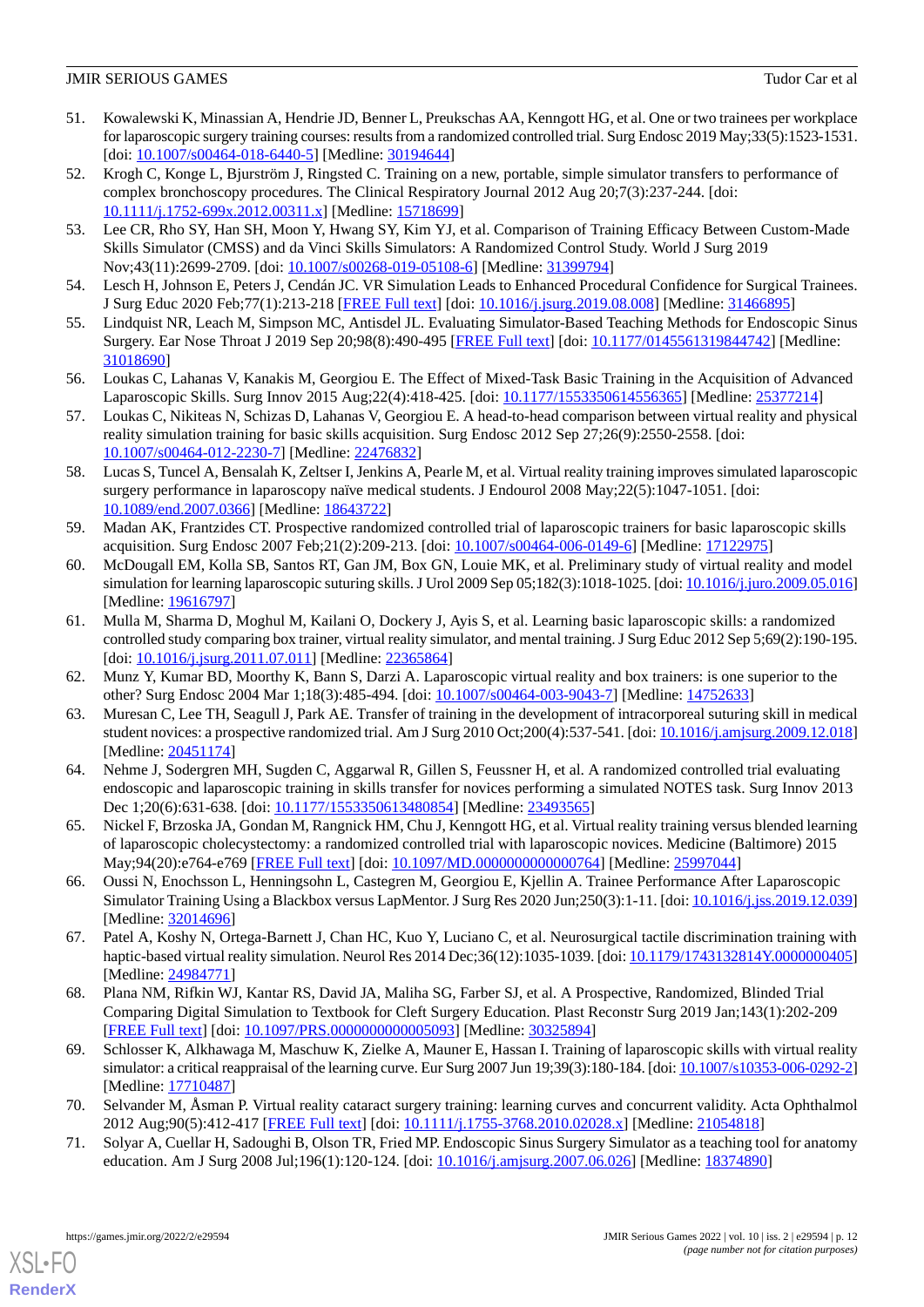51. Kowalewski K, Minassian A, Hendrie JD, Benner L, Preukschas AA, Kenngott HG, et al. One or two trainees per workplace for laparoscopic surgery training courses: results from a randomized controlled trial. Surg Endosc 2019 May;33(5):1523-1531. [doi: 10.1007/s00464-018-6440-5] [Medline: 30194644]
52. Krogh C, Konge L, Bjurström J, Ringsted C. Training on a new, portable, simple simulator transfers to performance of complex bronchoscopy procedures. The Clinical Respiratory Journal 2012 Aug 20;7(3):237-244. [doi: 10.1111/j.1752-699x.2012.00311.x] [Medline: 15718699]
53. Lee CR, Rho SY, Han SH, Moon Y, Hwang SY, Kim YJ, et al. Comparison of Training Efficacy Between Custom-Made Skills Simulator (CMSS) and da Vinci Skills Simulators: A Randomized Control Study. World J Surg 2019 Nov;43(11):2699-2709. [doi: 10.1007/s00268-019-05108-6] [Medline: 31399794]
54. Lesch H, Johnson E, Peters J, Cendán JC. VR Simulation Leads to Enhanced Procedural Confidence for Surgical Trainees. J Surg Educ 2020 Feb;77(1):213-218 [FREE Full text] [doi: 10.1016/j.jsurg.2019.08.008] [Medline: 31466895]
55. Lindquist NR, Leach M, Simpson MC, Antisdel JL. Evaluating Simulator-Based Teaching Methods for Endoscopic Sinus Surgery. Ear Nose Throat J 2019 Sep 20;98(8):490-495 [FREE Full text] [doi: 10.1177/0145561319844742] [Medline: 31018690]
56. Loukas C, Lahanas V, Kanakis M, Georgiou E. The Effect of Mixed-Task Basic Training in the Acquisition of Advanced Laparoscopic Skills. Surg Innov 2015 Aug;22(4):418-425. [doi: 10.1177/1553350614556365] [Medline: 25377214]
57. Loukas C, Nikiteas N, Schizas D, Lahanas V, Georgiou E. A head-to-head comparison between virtual reality and physical reality simulation training for basic skills acquisition. Surg Endosc 2012 Sep 27;26(9):2550-2558. [doi: 10.1007/s00464-012-2230-7] [Medline: 22476832]
58. Lucas S, Tuncel A, Bensalah K, Zeltser I, Jenkins A, Pearle M, et al. Virtual reality training improves simulated laparoscopic surgery performance in laparoscopy naïve medical students. J Endourol 2008 May;22(5):1047-1051. [doi: 10.1089/end.2007.0366] [Medline: 18643722]
59. Madan AK, Frantzides CT. Prospective randomized controlled trial of laparoscopic trainers for basic laparoscopic skills acquisition. Surg Endosc 2007 Feb;21(2):209-213. [doi: 10.1007/s00464-006-0149-6] [Medline: 17122975]
60. McDougall EM, Kolla SB, Santos RT, Gan JM, Box GN, Louie MK, et al. Preliminary study of virtual reality and model simulation for learning laparoscopic suturing skills. J Urol 2009 Sep 05;182(3):1018-1025. [doi: 10.1016/j.juro.2009.05.016] [Medline: 19616797]
61. Mulla M, Sharma D, Moghul M, Kailani O, Dockery J, Ayis S, et al. Learning basic laparoscopic skills: a randomized controlled study comparing box trainer, virtual reality simulator, and mental training. J Surg Educ 2012 Sep 5;69(2):190-195. [doi: 10.1016/j.jsurg.2011.07.011] [Medline: 22365864]
62. Munz Y, Kumar BD, Moorthy K, Bann S, Darzi A. Laparoscopic virtual reality and box trainers: is one superior to the other? Surg Endosc 2004 Mar 1;18(3):485-494. [doi: 10.1007/s00464-003-9043-7] [Medline: 14752633]
63. Muresan C, Lee TH, Seagull J, Park AE. Transfer of training in the development of intracorporeal suturing skill in medical student novices: a prospective randomized trial. Am J Surg 2010 Oct;200(4):537-541. [doi: 10.1016/j.amjsurg.2009.12.018] [Medline: 20451174]
64. Nehme J, Sodergren MH, Sugden C, Aggarwal R, Gillen S, Feussner H, et al. A randomized controlled trial evaluating endoscopic and laparoscopic training in skills transfer for novices performing a simulated NOTES task. Surg Innov 2013 Dec 1;20(6):631-638. [doi: 10.1177/1553350613480854] [Medline: 23493565]
65. Nickel F, Brzoska JA, Gondan M, Rangnick HM, Chu J, Kenngott HG, et al. Virtual reality training versus blended learning of laparoscopic cholecystectomy: a randomized controlled trial with laparoscopic novices. Medicine (Baltimore) 2015 May;94(20):e764-e769 [FREE Full text] [doi: 10.1097/MD.0000000000000764] [Medline: 25997044]
66. Oussi N, Enochsson L, Henningsohn L, Castegren M, Georgiou E, Kjellin A. Trainee Performance After Laparoscopic Simulator Training Using a Blackbox versus LapMentor. J Surg Res 2020 Jun;250(3):1-11. [doi: 10.1016/j.jss.2019.12.039] [Medline: 32014696]
67. Patel A, Koshy N, Ortega-Barnett J, Chan HC, Kuo Y, Luciano C, et al. Neurosurgical tactile discrimination training with haptic-based virtual reality simulation. Neurol Res 2014 Dec;36(12):1035-1039. [doi: 10.1179/1743132814Y.0000000405] [Medline: 24984771]
68. Plana NM, Rifkin WJ, Kantar RS, David JA, Maliha SG, Farber SJ, et al. A Prospective, Randomized, Blinded Trial Comparing Digital Simulation to Textbook for Cleft Surgery Education. Plast Reconstr Surg 2019 Jan;143(1):202-209 [FREE Full text] [doi: 10.1097/PRS.0000000000005093] [Medline: 30325894]
69. Schlosser K, Alkhawaga M, Maschuw K, Zielke A, Mauner E, Hassan I. Training of laparoscopic skills with virtual reality simulator: a critical reappraisal of the learning curve. Eur Surg 2007 Jun 19;39(3):180-184. [doi: 10.1007/s10353-006-0292-2] [Medline: 17710487]
70. Selvander M, Åsman P. Virtual reality cataract surgery training: learning curves and concurrent validity. Acta Ophthalmol 2012 Aug;90(5):412-417 [FREE Full text] [doi: 10.1111/j.1755-3768.2010.02028.x] [Medline: 21054818]
71. Solyar A, Cuellar H, Sadoughi B, Olson TR, Fried MP. Endoscopic Sinus Surgery Simulator as a teaching tool for anatomy education. Am J Surg 2008 Jul;196(1):120-124. [doi: 10.1016/j.amjsurg.2007.06.026] [Medline: 18374890]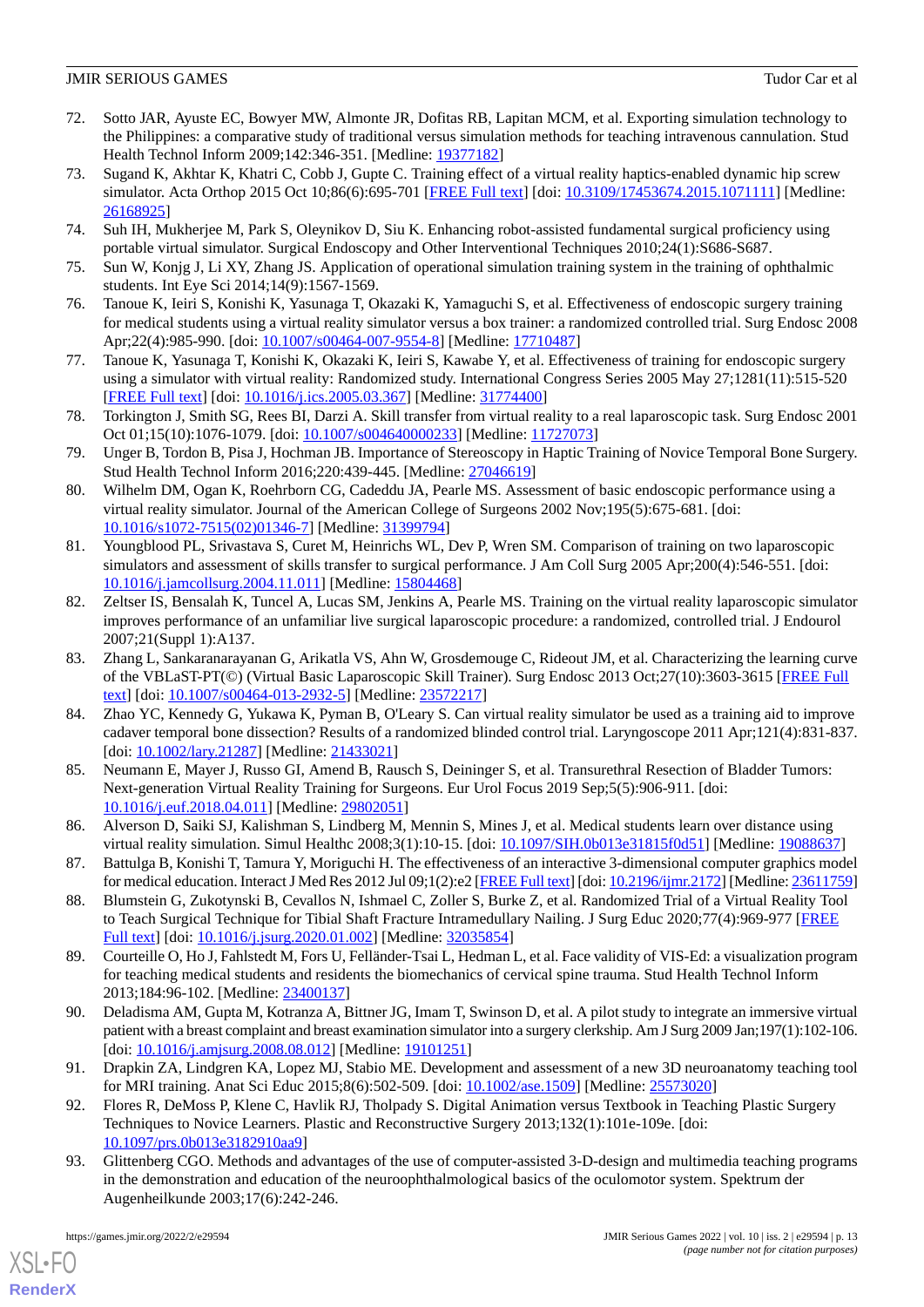72. Sotto JAR, Ayuste EC, Bowyer MW, Almonte JR, Dofitas RB, Lapitan MCM, et al. Exporting simulation technology to the Philippines: a comparative study of traditional versus simulation methods for teaching intravenous cannulation. Stud Health Technol Inform 2009;142:346-351. [Medline: 19377182]
73. Sugand K, Akhtar K, Khatri C, Cobb J, Gupte C. Training effect of a virtual reality haptics-enabled dynamic hip screw simulator. Acta Orthop 2015 Oct 10;86(6):695-701 [FREE Full text] [doi: 10.3109/17453674.2015.1071111] [Medline: 26168925]
74. Suh IH, Mukherjee M, Park S, Oleynikov D, Siu K. Enhancing robot-assisted fundamental surgical proficiency using portable virtual simulator. Surgical Endoscopy and Other Interventional Techniques 2010;24(1):S686-S687.
75. Sun W, Konjg J, Li XY, Zhang JS. Application of operational simulation training system in the training of ophthalmic students. Int Eye Sci 2014;14(9):1567-1569.
76. Tanoue K, Ieiri S, Konishi K, Yasunaga T, Okazaki K, Yamaguchi S, et al. Effectiveness of endoscopic surgery training for medical students using a virtual reality simulator versus a box trainer: a randomized controlled trial. Surg Endosc 2008 Apr;22(4):985-990. [doi: 10.1007/s00464-007-9554-8] [Medline: 17710487]
77. Tanoue K, Yasunaga T, Konishi K, Okazaki K, Ieiri S, Kawabe Y, et al. Effectiveness of training for endoscopic surgery using a simulator with virtual reality: Randomized study. International Congress Series 2005 May 27;1281(11):515-520 [FREE Full text] [doi: 10.1016/j.ics.2005.03.367] [Medline: 31774400]
78. Torkington J, Smith SG, Rees BI, Darzi A. Skill transfer from virtual reality to a real laparoscopic task. Surg Endosc 2001 Oct 01;15(10):1076-1079. [doi: 10.1007/s004640000233] [Medline: 11727073]
79. Unger B, Tordon B, Pisa J, Hochman JB. Importance of Stereoscopy in Haptic Training of Novice Temporal Bone Surgery. Stud Health Technol Inform 2016;220:439-445. [Medline: 27046619]
80. Wilhelm DM, Ogan K, Roehrborn CG, Cadeddu JA, Pearle MS. Assessment of basic endoscopic performance using a virtual reality simulator. Journal of the American College of Surgeons 2002 Nov;195(5):675-681. [doi: 10.1016/s1072-7515(02)01346-7] [Medline: 31399794]
81. Youngblood PL, Srivastava S, Curet M, Heinrichs WL, Dev P, Wren SM. Comparison of training on two laparoscopic simulators and assessment of skills transfer to surgical performance. J Am Coll Surg 2005 Apr;200(4):546-551. [doi: 10.1016/j.jamcollsurg.2004.11.011] [Medline: 15804468]
82. Zeltser IS, Bensalah K, Tuncel A, Lucas SM, Jenkins A, Pearle MS. Training on the virtual reality laparoscopic simulator improves performance of an unfamiliar live surgical laparoscopic procedure: a randomized, controlled trial. J Endourol 2007;21(Suppl 1):A137.
83. Zhang L, Sankaranarayanan G, Arikatla VS, Ahn W, Grosdemouge C, Rideout JM, et al. Characterizing the learning curve of the VBLaST-PT(©) (Virtual Basic Laparoscopic Skill Trainer). Surg Endosc 2013 Oct;27(10):3603-3615 [FREE Full text] [doi: 10.1007/s00464-013-2932-5] [Medline: 23572217]
84. Zhao YC, Kennedy G, Yukawa K, Pyman B, O'Leary S. Can virtual reality simulator be used as a training aid to improve cadaver temporal bone dissection? Results of a randomized blinded control trial. Laryngoscope 2011 Apr;121(4):831-837. [doi: 10.1002/lary.21287] [Medline: 21433021]
85. Neumann E, Mayer J, Russo GI, Amend B, Rausch S, Deininger S, et al. Transurethral Resection of Bladder Tumors: Next-generation Virtual Reality Training for Surgeons. Eur Urol Focus 2019 Sep;5(5):906-911. [doi: 10.1016/j.euf.2018.04.011] [Medline: 29802051]
86. Alverson D, Saiki SJ, Kalishman S, Lindberg M, Mennin S, Mines J, et al. Medical students learn over distance using virtual reality simulation. Simul Healthc 2008;3(1):10-15. [doi: 10.1097/SIH.0b013e31815f0d51] [Medline: 19088637]
87. Battulga B, Konishi T, Tamura Y, Moriguchi H. The effectiveness of an interactive 3-dimensional computer graphics model for medical education. Interact J Med Res 2012 Jul 09;1(2):e2 [FREE Full text] [doi: 10.2196/ijmr.2172] [Medline: 23611759]
88. Blumstein G, Zukotynski B, Cevallos N, Ishmael C, Zoller S, Burke Z, et al. Randomized Trial of a Virtual Reality Tool to Teach Surgical Technique for Tibial Shaft Fracture Intramedullary Nailing. J Surg Educ 2020;77(4):969-977 [FREE Full text] [doi: 10.1016/j.jsurg.2020.01.002] [Medline: 32035854]
89. Courteille O, Ho J, Fahlstedt M, Fors U, Felländer-Tsai L, Hedman L, et al. Face validity of VIS-Ed: a visualization program for teaching medical students and residents the biomechanics of cervical spine trauma. Stud Health Technol Inform 2013;184:96-102. [Medline: 23400137]
90. Deladisma AM, Gupta M, Kotranza A, Bittner JG, Imam T, Swinson D, et al. A pilot study to integrate an immersive virtual patient with a breast complaint and breast examination simulator into a surgery clerkship. Am J Surg 2009 Jan;197(1):102-106. [doi: 10.1016/j.amjsurg.2008.08.012] [Medline: 19101251]
91. Drapkin ZA, Lindgren KA, Lopez MJ, Stabio ME. Development and assessment of a new 3D neuroanatomy teaching tool for MRI training. Anat Sci Educ 2015;8(6):502-509. [doi: 10.1002/ase.1509] [Medline: 25573020]
92. Flores R, DeMoss P, Klene C, Havlik RJ, Tholpady S. Digital Animation versus Textbook in Teaching Plastic Surgery Techniques to Novice Learners. Plastic and Reconstructive Surgery 2013;132(1):101e-109e. [doi: 10.1097/prs.0b013e3182910aa9]
93. Glittenberg CGO. Methods and advantages of the use of computer-assisted 3-D-design and multimedia teaching programs in the demonstration and education of the neuroophthalmological basics of the oculomotor system. Spektrum der Augenheilkunde 2003;17(6):242-246.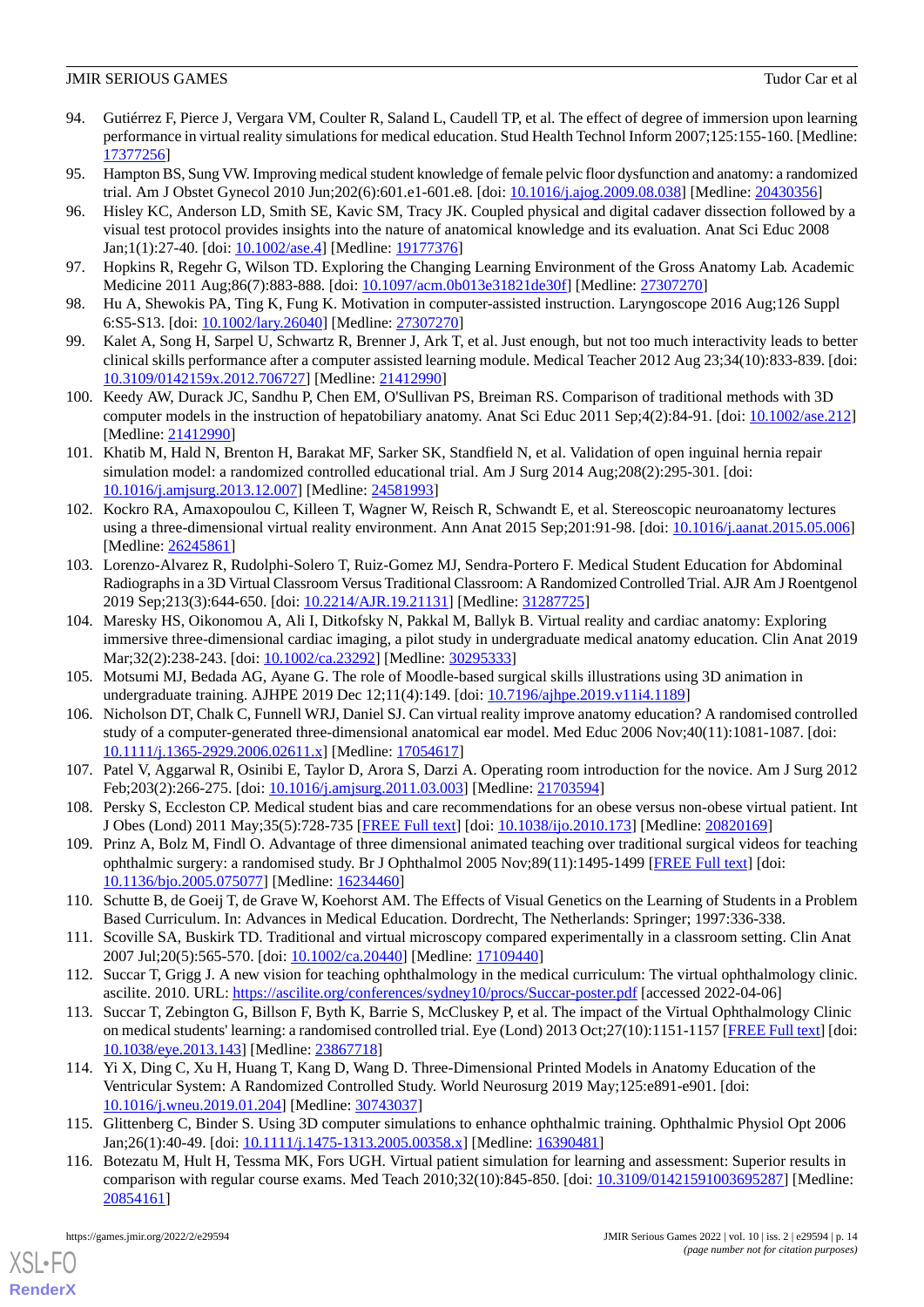94. Gutiérrez F, Pierce J, Vergara VM, Coulter R, Saland L, Caudell TP, et al. The effect of degree of immersion upon learning performance in virtual reality simulations for medical education. Stud Health Technol Inform 2007;125:155-160. [Medline: 17377256]
95. Hampton BS, Sung VW. Improving medical student knowledge of female pelvic floor dysfunction and anatomy: a randomized trial. Am J Obstet Gynecol 2010 Jun;202(6):601.e1-601.e8. [doi: 10.1016/j.ajog.2009.08.038] [Medline: 20430356]
96. Hisley KC, Anderson LD, Smith SE, Kavic SM, Tracy JK. Coupled physical and digital cadaver dissection followed by a visual test protocol provides insights into the nature of anatomical knowledge and its evaluation. Anat Sci Educ 2008 Jan;1(1):27-40. [doi: 10.1002/ase.4] [Medline: 19177376]
97. Hopkins R, Regehr G, Wilson TD. Exploring the Changing Learning Environment of the Gross Anatomy Lab. Academic Medicine 2011 Aug;86(7):883-888. [doi: 10.1097/acm.0b013e31821de30f] [Medline: 27307270]
98. Hu A, Shewokis PA, Ting K, Fung K. Motivation in computer-assisted instruction. Laryngoscope 2016 Aug;126 Suppl 6:S5-S13. [doi: 10.1002/lary.26040] [Medline: 27307270]
99. Kalet A, Song H, Sarpel U, Schwartz R, Brenner J, Ark T, et al. Just enough, but not too much interactivity leads to better clinical skills performance after a computer assisted learning module. Medical Teacher 2012 Aug 23;34(10):833-839. [doi: 10.3109/0142159x.2012.706727] [Medline: 21412990]
100. Keedy AW, Durack JC, Sandhu P, Chen EM, O'Sullivan PS, Breiman RS. Comparison of traditional methods with 3D computer models in the instruction of hepatobiliary anatomy. Anat Sci Educ 2011 Sep;4(2):84-91. [doi: 10.1002/ase.212] [Medline: 21412990]
101. Khatib M, Hald N, Brenton H, Barakat MF, Sarker SK, Standfield N, et al. Validation of open inguinal hernia repair simulation model: a randomized controlled educational trial. Am J Surg 2014 Aug;208(2):295-301. [doi: 10.1016/j.amjsurg.2013.12.007] [Medline: 24581993]
102. Kockro RA, Amaxopoulou C, Killeen T, Wagner W, Reisch R, Schwandt E, et al. Stereoscopic neuroanatomy lectures using a three-dimensional virtual reality environment. Ann Anat 2015 Sep;201:91-98. [doi: 10.1016/j.aanat.2015.05.006] [Medline: 26245861]
103. Lorenzo-Alvarez R, Rudolphi-Solero T, Ruiz-Gomez MJ, Sendra-Portero F. Medical Student Education for Abdominal Radiographs in a 3D Virtual Classroom Versus Traditional Classroom: A Randomized Controlled Trial. AJR Am J Roentgenol 2019 Sep;213(3):644-650. [doi: 10.2214/AJR.19.21131] [Medline: 31287725]
104. Maresky HS, Oikonomou A, Ali I, Ditkofsky N, Pakkal M, Ballyk B. Virtual reality and cardiac anatomy: Exploring immersive three-dimensional cardiac imaging, a pilot study in undergraduate medical anatomy education. Clin Anat 2019 Mar;32(2):238-243. [doi: 10.1002/ca.23292] [Medline: 30295333]
105. Motsumi MJ, Bedada AG, Ayane G. The role of Moodle-based surgical skills illustrations using 3D animation in undergraduate training. AJHPE 2019 Dec 12;11(4):149. [doi: 10.7196/ajhpe.2019.v11i4.1189]
106. Nicholson DT, Chalk C, Funnell WRJ, Daniel SJ. Can virtual reality improve anatomy education? A randomised controlled study of a computer-generated three-dimensional anatomical ear model. Med Educ 2006 Nov;40(11):1081-1087. [doi: 10.1111/j.1365-2929.2006.02611.x] [Medline: 17054617]
107. Patel V, Aggarwal R, Osinibi E, Taylor D, Arora S, Darzi A. Operating room introduction for the novice. Am J Surg 2012 Feb;203(2):266-275. [doi: 10.1016/j.amjsurg.2011.03.003] [Medline: 21703594]
108. Persky S, Eccleston CP. Medical student bias and care recommendations for an obese versus non-obese virtual patient. Int J Obes (Lond) 2011 May;35(5):728-735 [FREE Full text] [doi: 10.1038/ijo.2010.173] [Medline: 20820169]
109. Prinz A, Bolz M, Findl O. Advantage of three dimensional animated teaching over traditional surgical videos for teaching ophthalmic surgery: a randomised study. Br J Ophthalmol 2005 Nov;89(11):1495-1499 [FREE Full text] [doi: 10.1136/bjo.2005.075077] [Medline: 16234460]
110. Schutte B, de Goeij T, de Grave W, Koehorst AM. The Effects of Visual Genetics on the Learning of Students in a Problem Based Curriculum. In: Advances in Medical Education. Dordrecht, The Netherlands: Springer; 1997:336-338.
111. Scoville SA, Buskirk TD. Traditional and virtual microscopy compared experimentally in a classroom setting. Clin Anat 2007 Jul;20(5):565-570. [doi: 10.1002/ca.20440] [Medline: 17109440]
112. Succar T, Grigg J. A new vision for teaching ophthalmology in the medical curriculum: The virtual ophthalmology clinic. ascilite. 2010. URL: https://ascilite.org/conferences/sydney10/procs/Succar-poster.pdf [accessed 2022-04-06]
113. Succar T, Zebington G, Billson F, Byth K, Barrie S, McCluskey P, et al. The impact of the Virtual Ophthalmology Clinic on medical students' learning: a randomised controlled trial. Eye (Lond) 2013 Oct;27(10):1151-1157 [FREE Full text] [doi: 10.1038/eye.2013.143] [Medline: 23867718]
114. Yi X, Ding C, Xu H, Huang T, Kang D, Wang D. Three-Dimensional Printed Models in Anatomy Education of the Ventricular System: A Randomized Controlled Study. World Neurosurg 2019 May;125:e891-e901. [doi: 10.1016/j.wneu.2019.01.204] [Medline: 30743037]
115. Glittenberg C, Binder S. Using 3D computer simulations to enhance ophthalmic training. Ophthalmic Physiol Opt 2006 Jan;26(1):40-49. [doi: 10.1111/j.1475-1313.2005.00358.x] [Medline: 16390481]
116. Botezatu M, Hult H, Tessma MK, Fors UGH. Virtual patient simulation for learning and assessment: Superior results in comparison with regular course exams. Med Teach 2010;32(10):845-850. [doi: 10.3109/01421591003695287] [Medline: 20854161]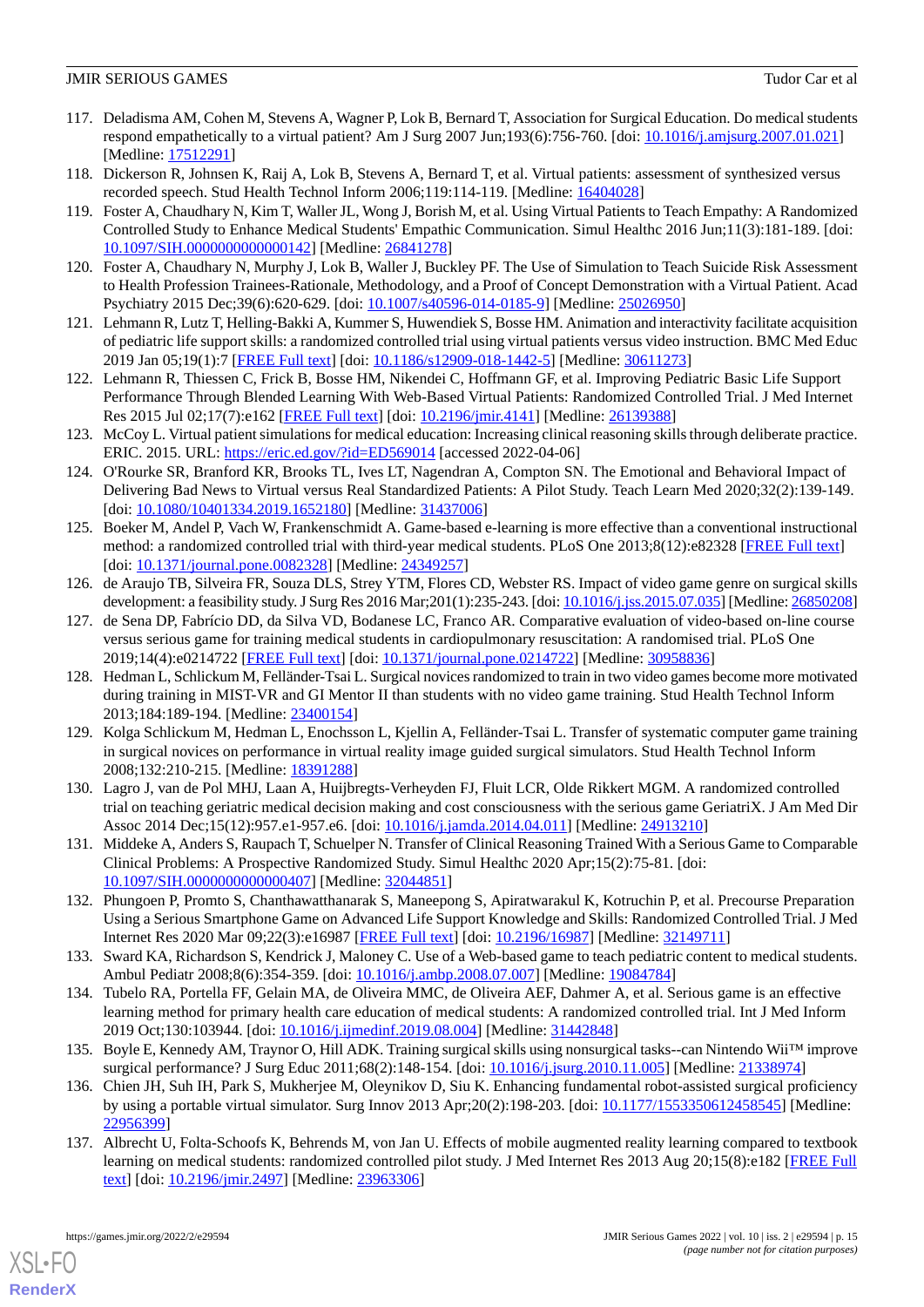117. Deladisma AM, Cohen M, Stevens A, Wagner P, Lok B, Bernard T, Association for Surgical Education. Do medical students respond empathetically to a virtual patient? Am J Surg 2007 Jun;193(6):756-760. [doi: 10.1016/j.amjsurg.2007.01.021] [Medline: 17512291]
118. Dickerson R, Johnsen K, Raij A, Lok B, Stevens A, Bernard T, et al. Virtual patients: assessment of synthesized versus recorded speech. Stud Health Technol Inform 2006;119:114-119. [Medline: 16404028]
119. Foster A, Chaudhary N, Kim T, Waller JL, Wong J, Borish M, et al. Using Virtual Patients to Teach Empathy: A Randomized Controlled Study to Enhance Medical Students' Empathic Communication. Simul Healthc 2016 Jun;11(3):181-189. [doi: 10.1097/SIH.0000000000000142] [Medline: 26841278]
120. Foster A, Chaudhary N, Murphy J, Lok B, Waller J, Buckley PF. The Use of Simulation to Teach Suicide Risk Assessment to Health Profession Trainees-Rationale, Methodology, and a Proof of Concept Demonstration with a Virtual Patient. Acad Psychiatry 2015 Dec;39(6):620-629. [doi: 10.1007/s40596-014-0185-9] [Medline: 25026950]
121. Lehmann R, Lutz T, Helling-Bakki A, Kummer S, Huwendiek S, Bosse HM. Animation and interactivity facilitate acquisition of pediatric life support skills: a randomized controlled trial using virtual patients versus video instruction. BMC Med Educ 2019 Jan 05;19(1):7 [FREE Full text] [doi: 10.1186/s12909-018-1442-5] [Medline: 30611273]
122. Lehmann R, Thiessen C, Frick B, Bosse HM, Nikendei C, Hoffmann GF, et al. Improving Pediatric Basic Life Support Performance Through Blended Learning With Web-Based Virtual Patients: Randomized Controlled Trial. J Med Internet Res 2015 Jul 02;17(7):e162 [FREE Full text] [doi: 10.2196/jmir.4141] [Medline: 26139388]
123. McCoy L. Virtual patient simulations for medical education: Increasing clinical reasoning skills through deliberate practice. ERIC. 2015. URL: https://eric.ed.gov/?id=ED569014 [accessed 2022-04-06]
124. O'Rourke SR, Branford KR, Brooks TL, Ives LT, Nagendran A, Compton SN. The Emotional and Behavioral Impact of Delivering Bad News to Virtual versus Real Standardized Patients: A Pilot Study. Teach Learn Med 2020;32(2):139-149. [doi: 10.1080/10401334.2019.1652180] [Medline: 31437006]
125. Boeker M, Andel P, Vach W, Frankenschmidt A. Game-based e-learning is more effective than a conventional instructional method: a randomized controlled trial with third-year medical students. PLoS One 2013;8(12):e82328 [FREE Full text] [doi: 10.1371/journal.pone.0082328] [Medline: 24349257]
126. de Araujo TB, Silveira FR, Souza DLS, Strey YTM, Flores CD, Webster RS. Impact of video game genre on surgical skills development: a feasibility study. J Surg Res 2016 Mar;201(1):235-243. [doi: 10.1016/j.jss.2015.07.035] [Medline: 26850208]
127. de Sena DP, Fabrício DD, da Silva VD, Bodanese LC, Franco AR. Comparative evaluation of video-based on-line course versus serious game for training medical students in cardiopulmonary resuscitation: A randomised trial. PLoS One 2019;14(4):e0214722 [FREE Full text] [doi: 10.1371/journal.pone.0214722] [Medline: 30958836]
128. Hedman L, Schlickum M, Felländer-Tsai L. Surgical novices randomized to train in two video games become more motivated during training in MIST-VR and GI Mentor II than students with no video game training. Stud Health Technol Inform 2013;184:189-194. [Medline: 23400154]
129. Kolga Schlickum M, Hedman L, Enochsson L, Kjellin A, Felländer-Tsai L. Transfer of systematic computer game training in surgical novices on performance in virtual reality image guided surgical simulators. Stud Health Technol Inform 2008;132:210-215. [Medline: 18391288]
130. Lagro J, van de Pol MHJ, Laan A, Huijbregts-Verheyden FJ, Fluit LCR, Olde Rikkert MGM. A randomized controlled trial on teaching geriatric medical decision making and cost consciousness with the serious game GeriatriX. J Am Med Dir Assoc 2014 Dec;15(12):957.e1-957.e6. [doi: 10.1016/j.jamda.2014.04.011] [Medline: 24913210]
131. Middeke A, Anders S, Raupach T, Schuelper N. Transfer of Clinical Reasoning Trained With a Serious Game to Comparable Clinical Problems: A Prospective Randomized Study. Simul Healthc 2020 Apr;15(2):75-81. [doi: 10.1097/SIH.0000000000000407] [Medline: 32044851]
132. Phungoen P, Promto S, Chanthawatthanarak S, Maneepong S, Apiratwarakul K, Kotruchin P, et al. Precourse Preparation Using a Serious Smartphone Game on Advanced Life Support Knowledge and Skills: Randomized Controlled Trial. J Med Internet Res 2020 Mar 09;22(3):e16987 [FREE Full text] [doi: 10.2196/16987] [Medline: 32149711]
133. Sward KA, Richardson S, Kendrick J, Maloney C. Use of a Web-based game to teach pediatric content to medical students. Ambul Pediatr 2008;8(6):354-359. [doi: 10.1016/j.ambp.2008.07.007] [Medline: 19084784]
134. Tubelo RA, Portella FF, Gelain MA, de Oliveira MMC, de Oliveira AEF, Dahmer A, et al. Serious game is an effective learning method for primary health care education of medical students: A randomized controlled trial. Int J Med Inform 2019 Oct;130:103944. [doi: 10.1016/j.ijmedinf.2019.08.004] [Medline: 31442848]
135. Boyle E, Kennedy AM, Traynor O, Hill ADK. Training surgical skills using nonsurgical tasks--can Nintendo Wii™ improve surgical performance? J Surg Educ 2011;68(2):148-154. [doi: 10.1016/j.jsurg.2010.11.005] [Medline: 21338974]
136. Chien JH, Suh IH, Park S, Mukherjee M, Oleynikov D, Siu K. Enhancing fundamental robot-assisted surgical proficiency by using a portable virtual simulator. Surg Innov 2013 Apr;20(2):198-203. [doi: 10.1177/1553350612458545] [Medline: 22956399]
137. Albrecht U, Folta-Schoofs K, Behrends M, von Jan U. Effects of mobile augmented reality learning compared to textbook learning on medical students: randomized controlled pilot study. J Med Internet Res 2013 Aug 20;15(8):e182 [FREE Full text] [doi: 10.2196/jmir.2497] [Medline: 23963306]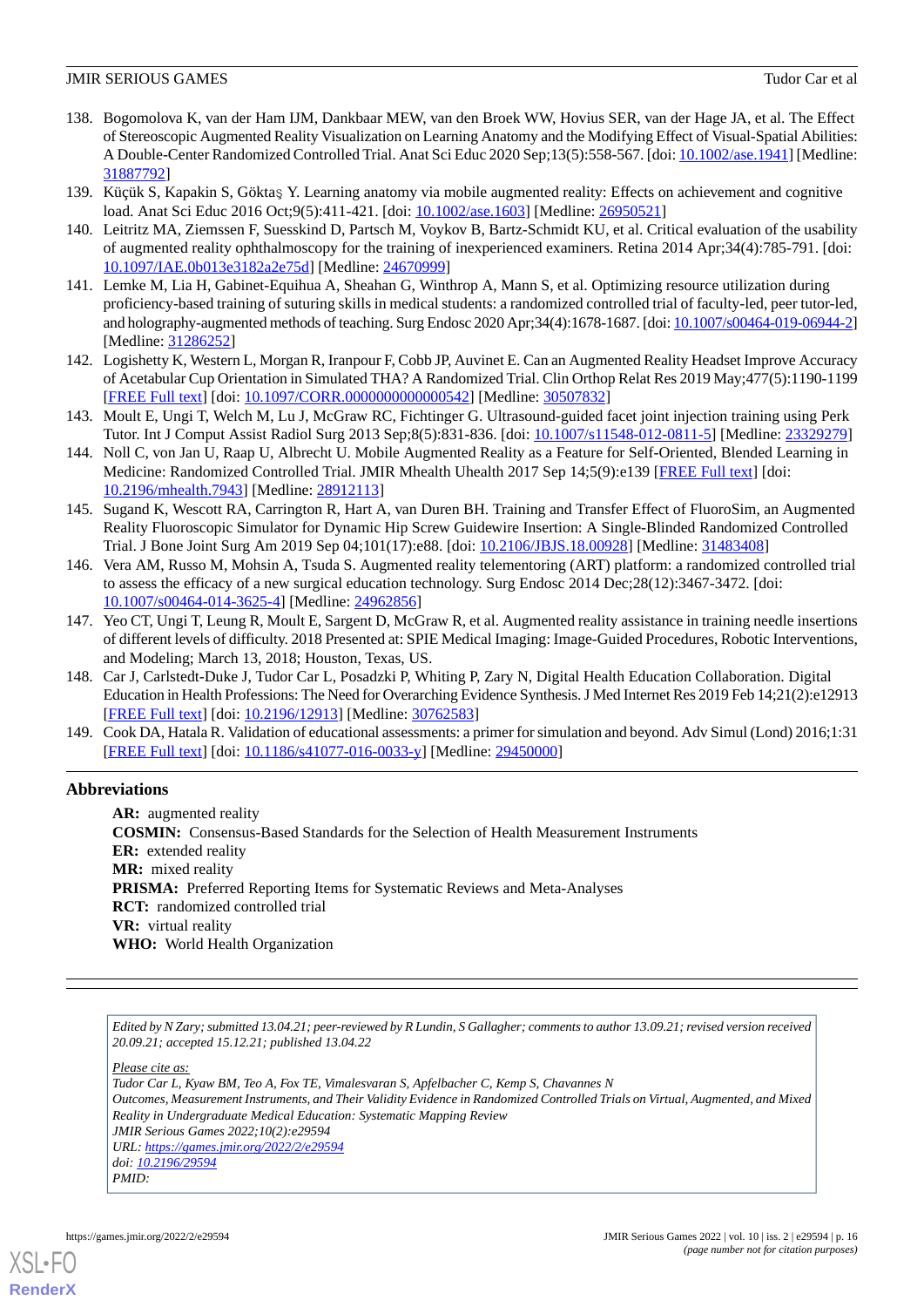138. Bogomolova K, van der Ham IJM, Dankbaar MEW, van den Broek WW, Hovius SER, van der Hage JA, et al. The Effect of Stereoscopic Augmented Reality Visualization on Learning Anatomy and the Modifying Effect of Visual-Spatial Abilities: A Double-Center Randomized Controlled Trial. Anat Sci Educ 2020 Sep;13(5):558-567. [doi: 10.1002/ase.1941] [Medline: 31887792]
139. Küçük S, Kapakin S, Göktaş Y. Learning anatomy via mobile augmented reality: Effects on achievement and cognitive load. Anat Sci Educ 2016 Oct;9(5):411-421. [doi: 10.1002/ase.1603] [Medline: 26950521]
140. Leitritz MA, Ziemssen F, Suesskind D, Partsch M, Voykov B, Bartz-Schmidt KU, et al. Critical evaluation of the usability of augmented reality ophthalmoscopy for the training of inexperienced examiners. Retina 2014 Apr;34(4):785-791. [doi: 10.1097/IAE.0b013e3182a2e75d] [Medline: 24670999]
141. Lemke M, Lia H, Gabinet-Equihua A, Sheahan G, Winthrop A, Mann S, et al. Optimizing resource utilization during proficiency-based training of suturing skills in medical students: a randomized controlled trial of faculty-led, peer tutor-led, and holography-augmented methods of teaching. Surg Endosc 2020 Apr;34(4):1678-1687. [doi: 10.1007/s00464-019-06944-2] [Medline: 31286252]
142. Logishetty K, Western L, Morgan R, Iranpour F, Cobb JP, Auvinet E. Can an Augmented Reality Headset Improve Accuracy of Acetabular Cup Orientation in Simulated THA? A Randomized Trial. Clin Orthop Relat Res 2019 May;477(5):1190-1199 [FREE Full text] [doi: 10.1097/CORR.0000000000000542] [Medline: 30507832]
143. Moult E, Ungi T, Welch M, Lu J, McGraw RC, Fichtinger G. Ultrasound-guided facet joint injection training using Perk Tutor. Int J Comput Assist Radiol Surg 2013 Sep;8(5):831-836. [doi: 10.1007/s11548-012-0811-5] [Medline: 23329279]
144. Noll C, von Jan U, Raap U, Albrecht U. Mobile Augmented Reality as a Feature for Self-Oriented, Blended Learning in Medicine: Randomized Controlled Trial. JMIR Mhealth Uhealth 2017 Sep 14;5(9):e139 [FREE Full text] [doi: 10.2196/mhealth.7943] [Medline: 28912113]
145. Sugand K, Wescott RA, Carrington R, Hart A, van Duren BH. Training and Transfer Effect of FluoroSim, an Augmented Reality Fluoroscopic Simulator for Dynamic Hip Screw Guidewire Insertion: A Single-Blinded Randomized Controlled Trial. J Bone Joint Surg Am 2019 Sep 04;101(17):e88. [doi: 10.2106/JBJS.18.00928] [Medline: 31483408]
146. Vera AM, Russo M, Mohsin A, Tsuda S. Augmented reality telementoring (ART) platform: a randomized controlled trial to assess the efficacy of a new surgical education technology. Surg Endosc 2014 Dec;28(12):3467-3472. [doi: 10.1007/s00464-014-3625-4] [Medline: 24962856]
147. Yeo CT, Ungi T, Leung R, Moult E, Sargent D, McGraw R, et al. Augmented reality assistance in training needle insertions of different levels of difficulty. 2018 Presented at: SPIE Medical Imaging: Image-Guided Procedures, Robotic Interventions, and Modeling; March 13, 2018; Houston, Texas, US.
148. Car J, Carlstedt-Duke J, Tudor Car L, Posadzki P, Whiting P, Zary N, Digital Health Education Collaboration. Digital Education in Health Professions: The Need for Overarching Evidence Synthesis. J Med Internet Res 2019 Feb 14;21(2):e12913 [FREE Full text] [doi: 10.2196/12913] [Medline: 30762583]
149. Cook DA, Hatala R. Validation of educational assessments: a primer for simulation and beyond. Adv Simul (Lond) 2016;1:31 [FREE Full text] [doi: 10.1186/s41077-016-0033-y] [Medline: 29450000]

## Abbreviations

**AR:** augmented reality
**COSMIN:** Consensus-Based Standards for the Selection of Health Measurement Instruments
**ER:** extended reality
**MR:** mixed reality
**PRISMA:** Preferred Reporting Items for Systematic Reviews and Meta-Analyses
**RCT:** randomized controlled trial
**VR:** virtual reality
**WHO:** World Health Organization

*Edited by N Zary; submitted 13.04.21; peer-reviewed by R Lundin, S Gallagher; comments to author 13.09.21; revised version received 20.09.21; accepted 15.12.21; published 13.04.22*

*Please cite as:*
*Tudor Car L, Kyaw BM, Teo A, Fox TE, Vimalesvaran S, Apfelbacher C, Kemp S, Chavannes N*
*Outcomes, Measurement Instruments, and Their Validity Evidence in Randomized Controlled Trials on Virtual, Augmented, and Mixed Reality in Undergraduate Medical Education: Systematic Mapping Review*
*JMIR Serious Games 2022;10(2):e29594*
*URL: https://games.jmir.org/2022/2/e29594*
*doi: 10.2196/29594*
*PMID:*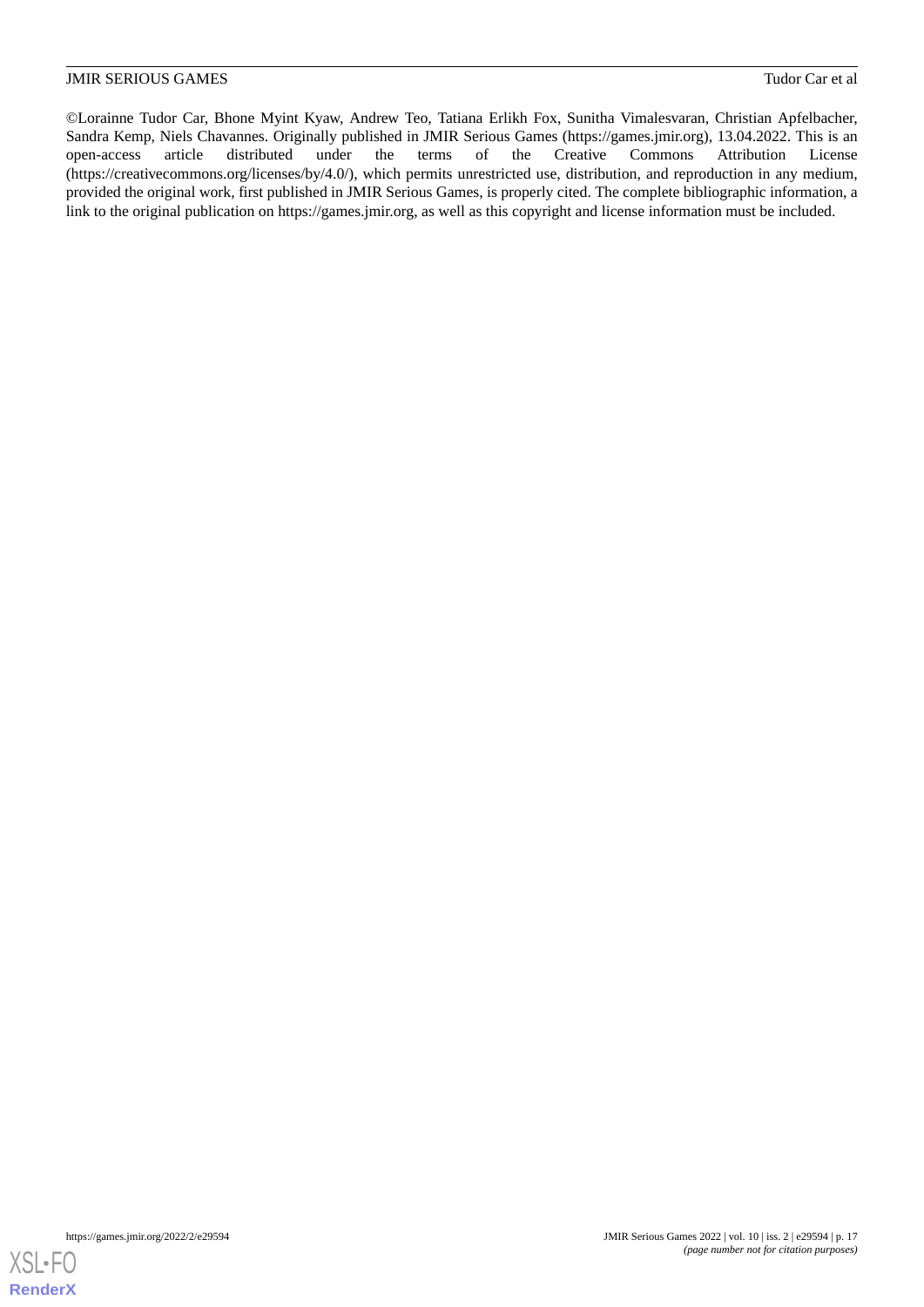©Lorainne Tudor Car, Bhone Myint Kyaw, Andrew Teo, Tatiana Erlikh Fox, Sunitha Vimalesvaran, Christian Apfelbacher, Sandra Kemp, Niels Chavannes. Originally published in JMIR Serious Games (https://games.jmir.org), 13.04.2022. This is an open-access article distributed under the terms of the Creative Commons Attribution License (https://creativecommons.org/licenses/by/4.0/), which permits unrestricted use, distribution, and reproduction in any medium, provided the original work, first published in JMIR Serious Games, is properly cited. The complete bibliographic information, a link to the original publication on https://games.jmir.org, as well as this copyright and license information must be included.